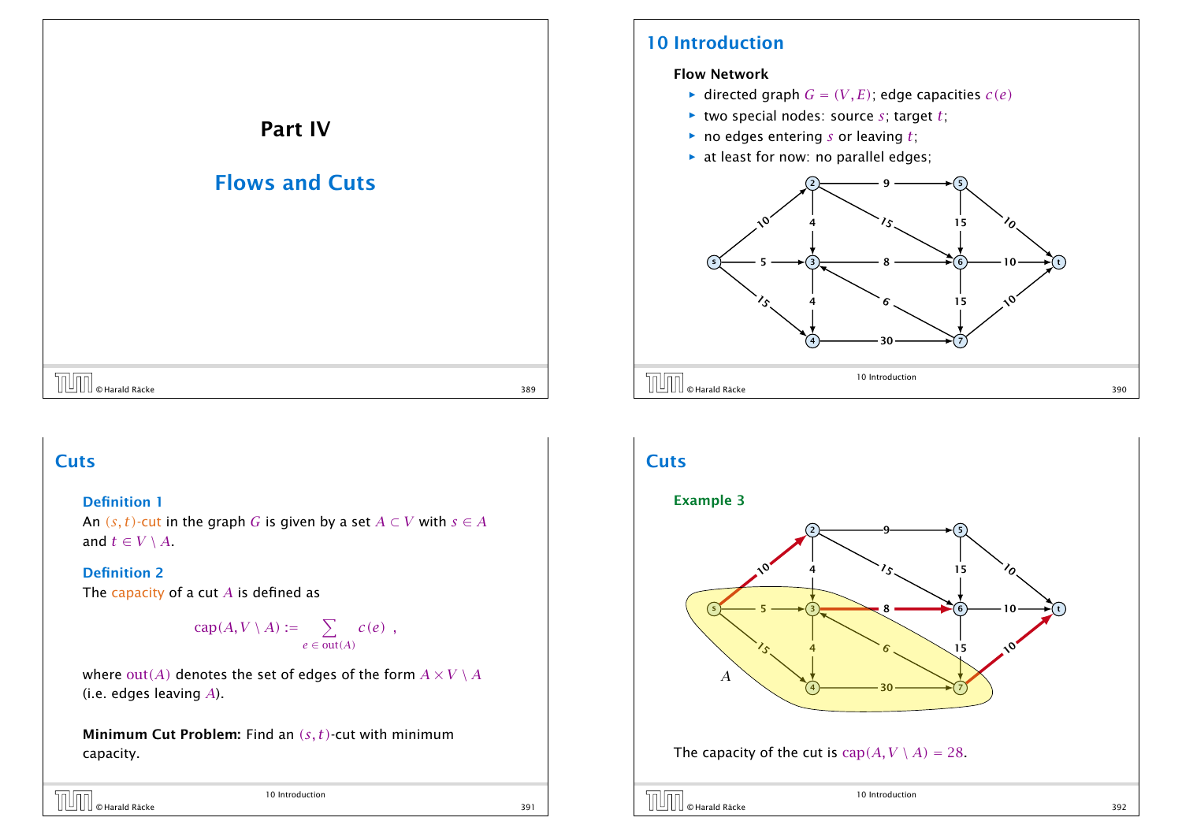# Part IV

## Flows and Cuts

## 10 Introduction

**Flow Network**

- directed graph $G = (V, E)$; edge capacities $c(e)$
- two special nodes: source $s$; target $t$;
- no edges entering $s$ or leaving $t$;
- at least for now: no parallel edges;

## Cuts

**Definition 1**

An $(s,t)$-cut in the graph $G$ is given by a set $A \subset V$ with $s \in A$ and $t \in V \setminus A$.

**Definition 2**

The capacity of a cut $A$ is defined as

$$\text{cap}(A, V \setminus A) := \sum_{e \in \text{out}(A)} c(e) \ ,$$

where $\text{out}(A)$ denotes the set of edges of the form $A \times V \setminus A$ (i.e. edges leaving $A$).

**Minimum Cut Problem:** Find an $(s,t)$-cut with minimum capacity.

## Cuts

**Example 3**

The capacity of the cut is $\text{cap}(A, V \setminus A) = 28$.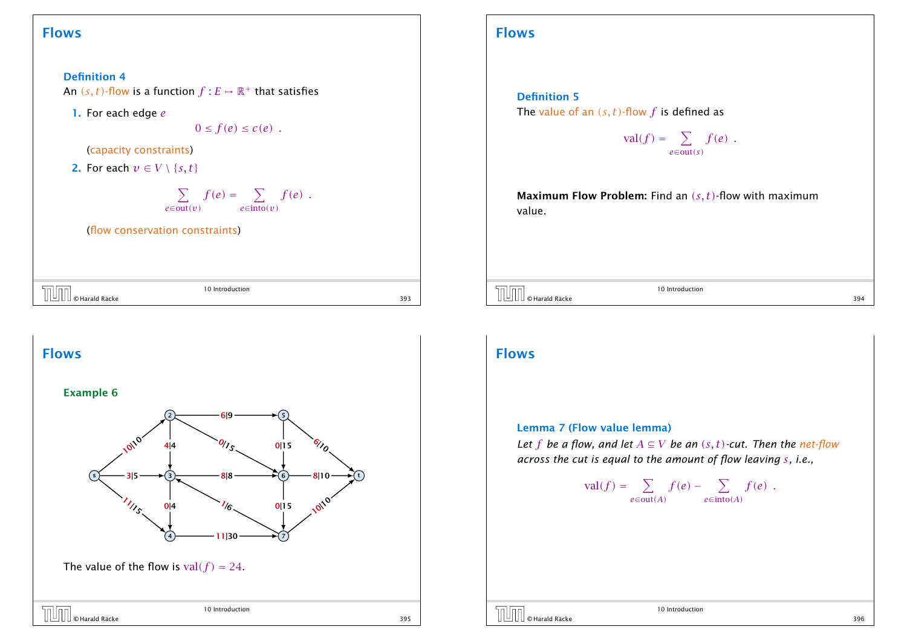## Flows

**Definition 4**
An $(s,t)$-flow is a function $f : E \mapsto \mathbb{R}^+$ that satisfies

1. For each edge $e$
$$0 \le f(e) \le c(e) \ .$$
(capacity constraints)
2. For each $v \in V \setminus \{s,t\}$
$$\sum_{e \in \text{out}(v)} f(e) = \sum_{e \in \text{into}(v)} f(e) \ .$$
(flow conservation constraints)

## Flows

**Definition 5**
The value of an $(s,t)$-flow $f$ is defined as
$$\text{val}(f) = \sum_{e \in \text{out}(s)} f(e) \ .$$

**Maximum Flow Problem:** Find an $(s,t)$-flow with maximum value.

## Flows

**Example 6**

The value of the flow is $\text{val}(f) = 24$.

## Flows

**Lemma 7 (Flow value lemma)**
*Let $f$ be a flow, and let $A \subseteq V$ be an $(s,t)$-cut. Then the net-flow across the cut is equal to the amount of flow leaving $s$, i.e.,*
$$\text{val}(f) = \sum_{e \in \text{out}(A)} f(e) - \sum_{e \in \text{into}(A)} f(e) \ .$$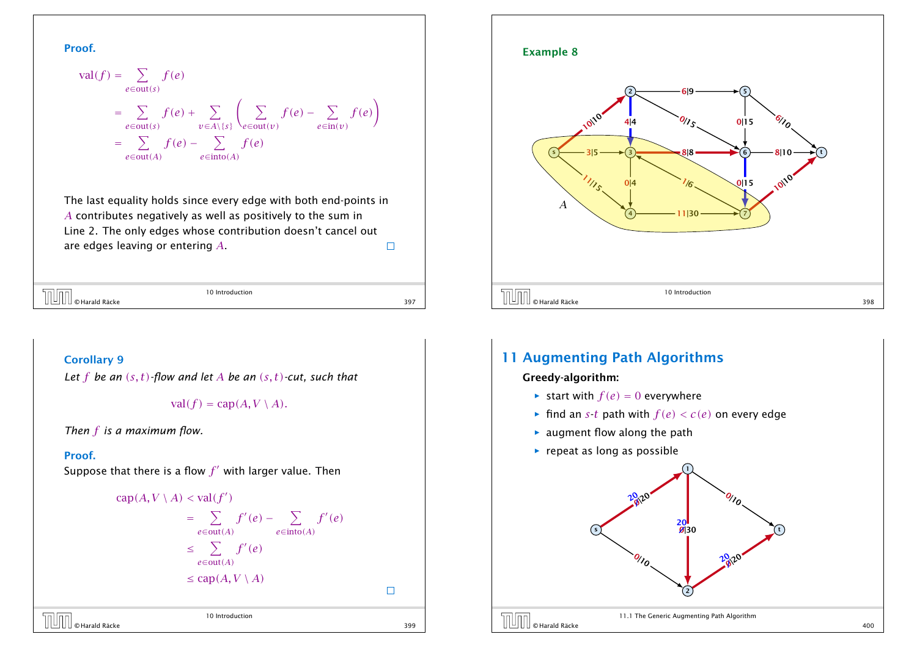**Proof.**

$$
\begin{aligned}
\text{val}(f) &= \sum_{e \in \text{out}(s)} f(e) \\
&= \sum_{e \in \text{out}(s)} f(e) + \sum_{v \in A \setminus \{s\}} \left( \sum_{e \in \text{out}(v)} f(e) - \sum_{e \in \text{in}(v)} f(e) \right) \\
&= \sum_{e \in \text{out}(A)} f(e) - \sum_{e \in \text{into}(A)} f(e)
\end{aligned}
$$

The last equality holds since every edge with both end-points in $A$ contributes negatively as well as positively to the sum in Line 2. The only edges whose contribution doesn't cancel out are edges leaving or entering $A$. □

**Example 8**

**Corollary 9**

*Let $f$ be an $(s,t)$-flow and let $A$ be an $(s,t)$-cut, such that*

$$\text{val}(f) = \text{cap}(A, V \setminus A).$$

*Then $f$ is a maximum flow.*

**Proof.**

Suppose that there is a flow $f'$ with larger value. Then

$$
\begin{aligned}
\text{cap}(A, V \setminus A) &< \text{val}(f') \\
&= \sum_{e \in \text{out}(A)} f'(e) - \sum_{e \in \text{into}(A)} f'(e) \\
&\le \sum_{e \in \text{out}(A)} f'(e) \\
&\le \text{cap}(A, V \setminus A)
\end{aligned}
$$

□

## 11 Augmenting Path Algorithms

**Greedy-algorithm:**

- start with $f(e) = 0$ everywhere
- find an $s$-$t$ path with $f(e) < c(e)$ on every edge
- augment flow along the path
- repeat as long as possible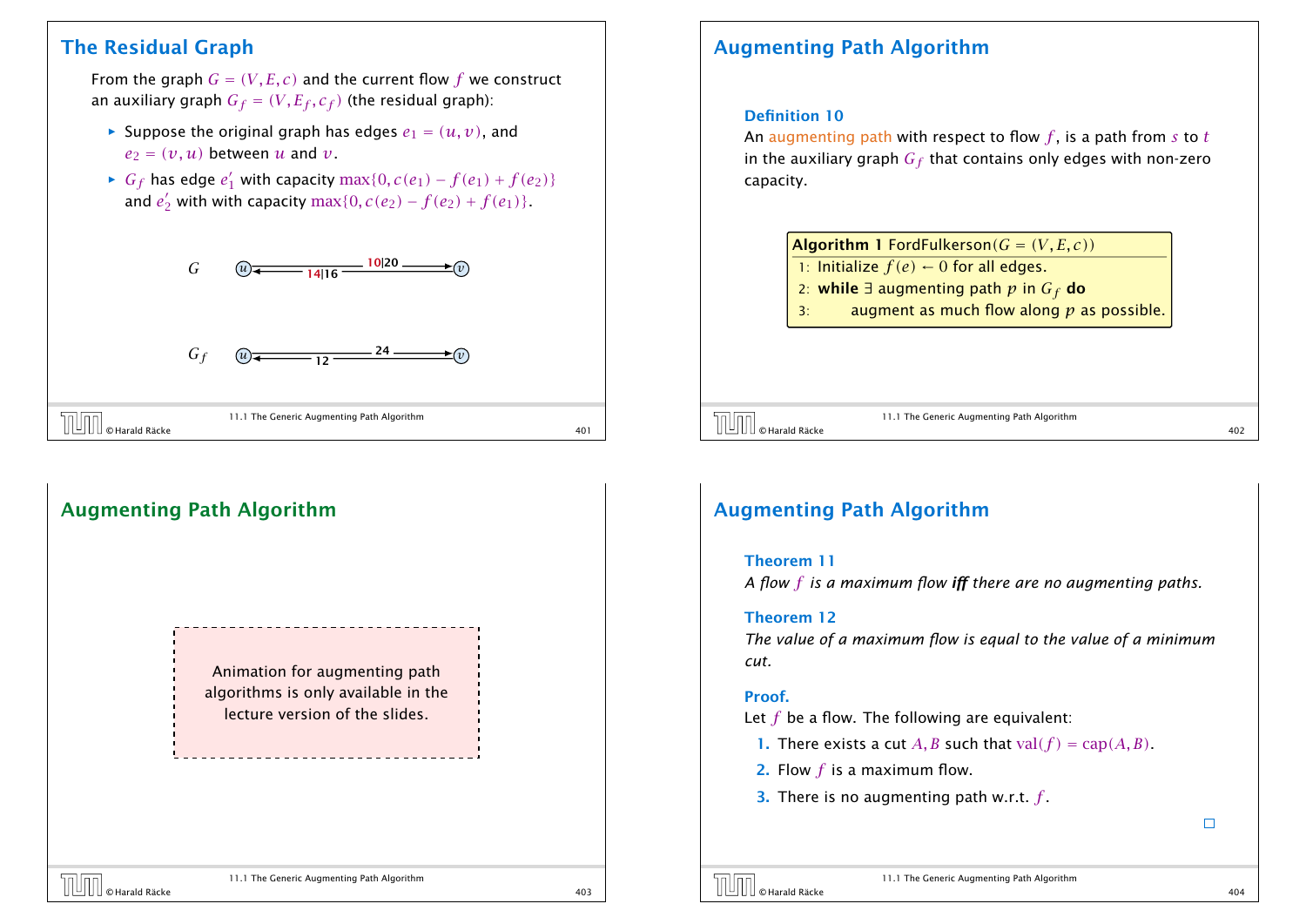## The Residual Graph

From the graph $G = (V, E, c)$ and the current flow $f$ we construct an auxiliary graph $G_f = (V, E_f, c_f)$ (the residual graph):

- Suppose the original graph has edges $e_1 = (u, v)$, and $e_2 = (v, u)$ between $u$ and $v$.
- $G_f$ has edge $e_1'$ with capacity $\max\{0, c(e_1) - f(e_1) + f(e_2)\}$ and $e_2'$ with with capacity $\max\{0, c(e_2) - f(e_2) + f(e_1)\}$.

$G$: $u$ —— 10|20 ——> $v$, $v$ —— 14|16 ——> $u$

$G_f$: $u$ —— 24 ——> $v$, $v$ —— 12 ——> $u$

## Augmenting Path Algorithm

**Definition 10**
An augmenting path with respect to flow $f$, is a path from $s$ to $t$ in the auxiliary graph $G_f$ that contains only edges with non-zero capacity.

```
Algorithm 1 FordFulkerson(G = (V, E, c))
1: Initialize f(e) ← 0 for all edges.
2: while ∃ augmenting path p in G_f do
3:     augment as much flow along p as possible.
```

## Augmenting Path Algorithm

Animation for augmenting path algorithms is only available in the lecture version of the slides.

## Augmenting Path Algorithm

**Theorem 11**
*A flow $f$ is a maximum flow **iff** there are no augmenting paths.*

**Theorem 12**
*The value of a maximum flow is equal to the value of a minimum cut.*

**Proof.**
Let $f$ be a flow. The following are equivalent:

1. There exists a cut $A, B$ such that $\mathrm{val}(f) = \mathrm{cap}(A, B)$.
2. Flow $f$ is a maximum flow.
3. There is no augmenting path w.r.t. $f$.

□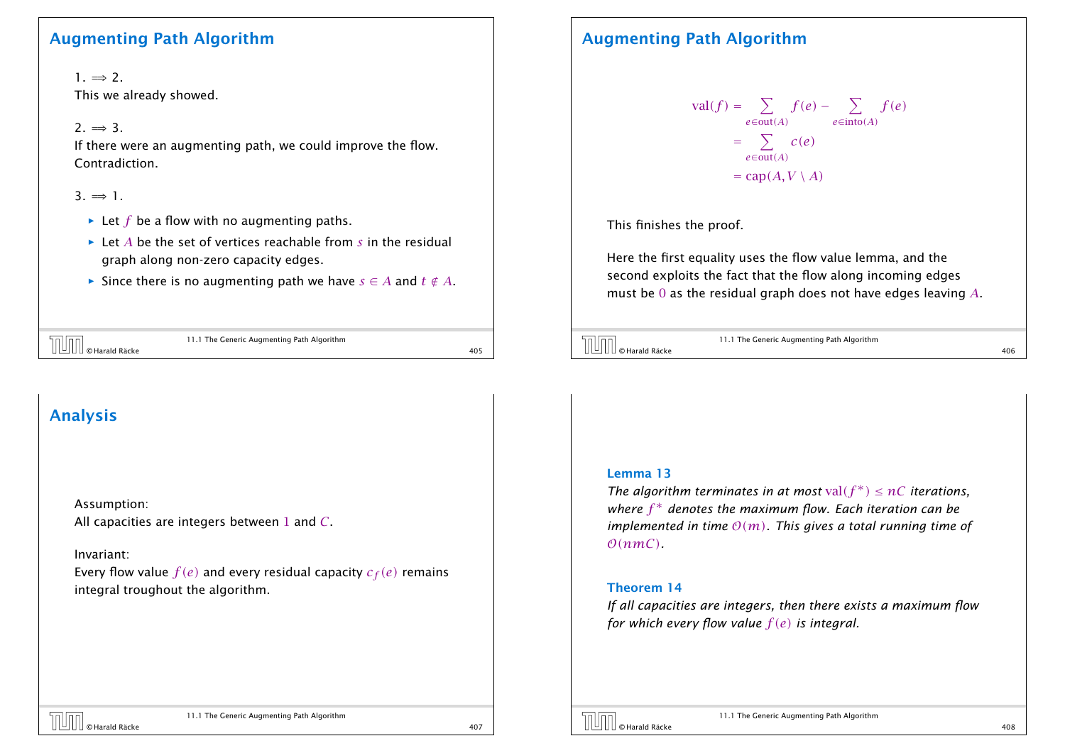## Augmenting Path Algorithm

1. $\Rightarrow$ 2.
This we already showed.

2. $\Rightarrow$ 3.
If there were an augmenting path, we could improve the flow. Contradiction.

3. $\Rightarrow$ 1.

- Let $f$ be a flow with no augmenting paths.
- Let $A$ be the set of vertices reachable from $s$ in the residual graph along non-zero capacity edges.
- Since there is no augmenting path we have $s \in A$ and $t \notin A$.

## Augmenting Path Algorithm

$$
\begin{aligned}
\text{val}(f) &= \sum_{e \in \text{out}(A)} f(e) - \sum_{e \in \text{into}(A)} f(e) \\
&= \sum_{e \in \text{out}(A)} c(e) \\
&= \text{cap}(A, V \setminus A)
\end{aligned}
$$

This finishes the proof.

Here the first equality uses the flow value lemma, and the second exploits the fact that the flow along incoming edges must be $0$ as the residual graph does not have edges leaving $A$.

## Analysis

Assumption:
All capacities are integers between $1$ and $C$.

Invariant:
Every flow value $f(e)$ and every residual capacity $c_f(e)$ remains integral troughout the algorithm.

**Lemma 13**
*The algorithm terminates in at most $\text{val}(f^*) \leq nC$ iterations, where $f^*$ denotes the maximum flow. Each iteration can be implemented in time $\mathcal{O}(m)$. This gives a total running time of $\mathcal{O}(nmC)$.*

**Theorem 14**
*If all capacities are integers, then there exists a maximum flow for which every flow value $f(e)$ is integral.*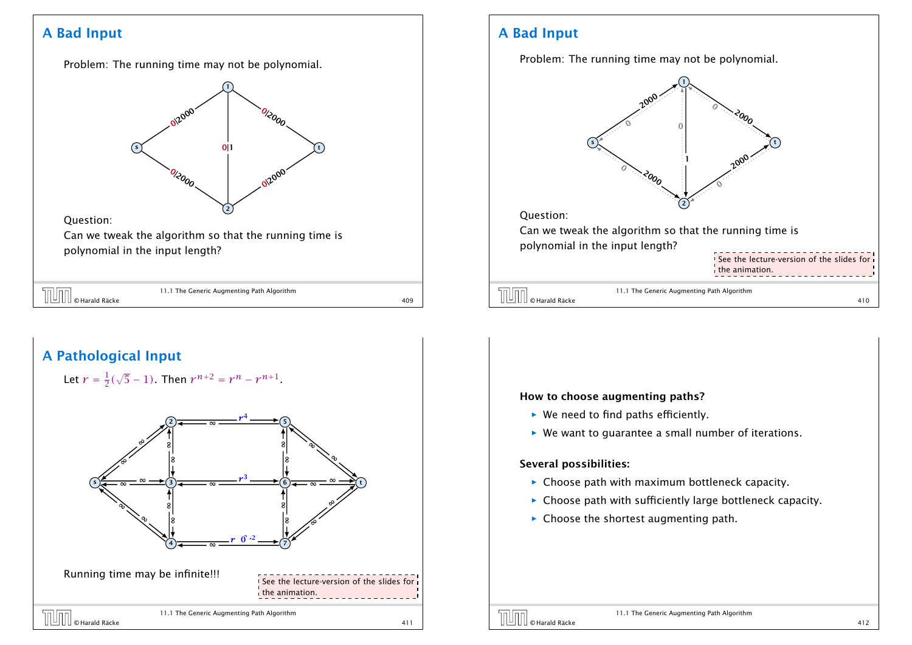## A Bad Input

Problem: The running time may not be polynomial.

Question:
Can we tweak the algorithm so that the running time is polynomial in the input length?

## A Bad Input

Problem: The running time may not be polynomial.

Question:
Can we tweak the algorithm so that the running time is polynomial in the input length?

See the lecture-version of the slides for the animation.

## A Pathological Input

Let $r = \frac{1}{2}(\sqrt{5} - 1)$. Then $r^{n+2} = r^n - r^{n+1}$.

Running time may be infinite!!!

See the lecture-version of the slides for the animation.

**How to choose augmenting paths?**

- We need to find paths efficiently.
- We want to guarantee a small number of iterations.

**Several possibilities:**

- Choose path with maximum bottleneck capacity.
- Choose path with sufficiently large bottleneck capacity.
- Choose the shortest augmenting path.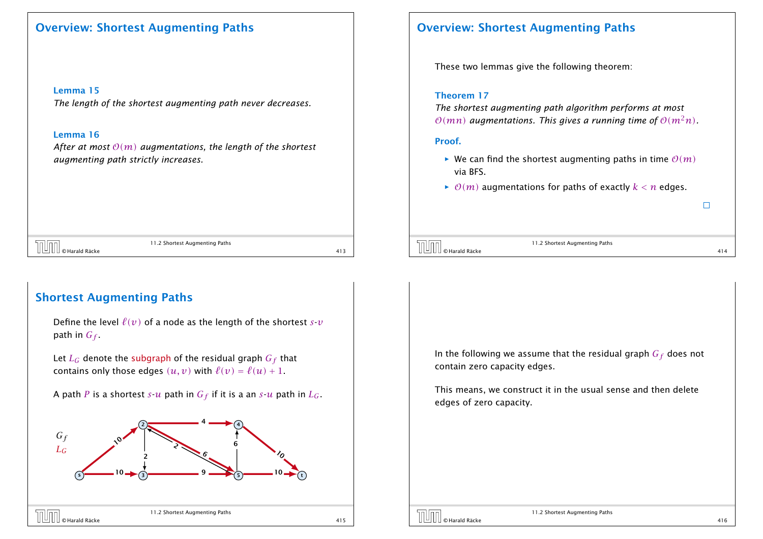## Overview: Shortest Augmenting Paths

**Lemma 15**
*The length of the shortest augmenting path never decreases.*

**Lemma 16**
*After at most $\mathcal{O}(m)$ augmentations, the length of the shortest augmenting path strictly increases.*

## Overview: Shortest Augmenting Paths

These two lemmas give the following theorem:

**Theorem 17**
*The shortest augmenting path algorithm performs at most $\mathcal{O}(mn)$ augmentations. This gives a running time of $\mathcal{O}(m^2n)$.*

**Proof.**

- We can find the shortest augmenting paths in time $\mathcal{O}(m)$ via BFS.
- $\mathcal{O}(m)$ augmentations for paths of exactly $k < n$ edges.

□

## Shortest Augmenting Paths

Define the level $\ell(v)$ of a node as the length of the shortest $s$-$v$ path in $G_f$.

Let $L_G$ denote the subgraph of the residual graph $G_f$ that contains only those edges $(u, v)$ with $\ell(v) = \ell(u) + 1$.

A path $P$ is a shortest $s$-$u$ path in $G_f$ if it is a an $s$-$u$ path in $L_G$.

$G_f$
$L_G$

In the following we assume that the residual graph $G_f$ does not contain zero capacity edges.

This means, we construct it in the usual sense and then delete edges of zero capacity.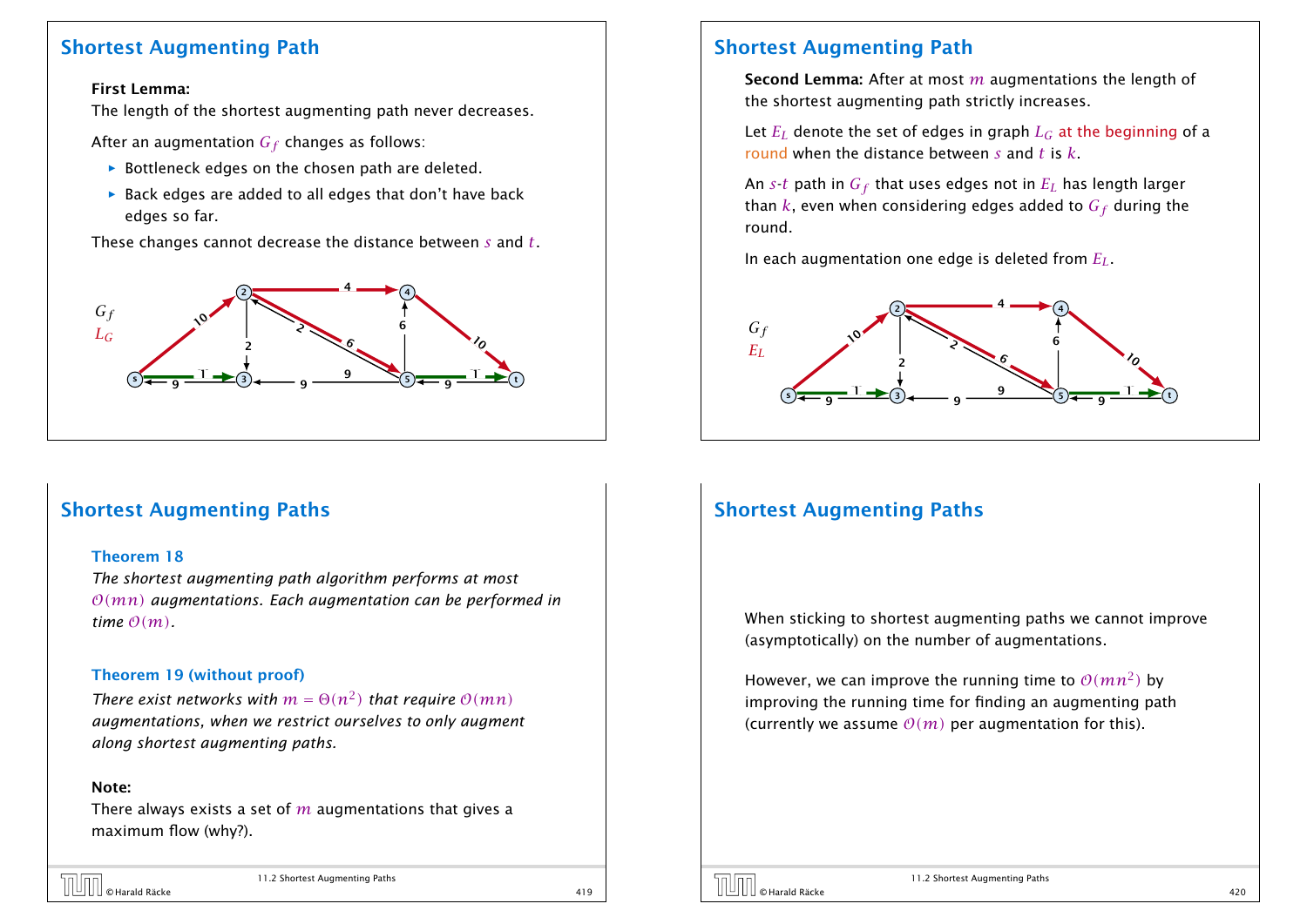## Shortest Augmenting Path

**First Lemma:**
The length of the shortest augmenting path never decreases.

After an augmentation $G_f$ changes as follows:

- Bottleneck edges on the chosen path are deleted.
- Back edges are added to all edges that don't have back edges so far.

These changes cannot decrease the distance between $s$ and $t$.

## Shortest Augmenting Path

**Second Lemma:** After at most $m$ augmentations the length of the shortest augmenting path strictly increases.

Let $E_L$ denote the set of edges in graph $L_G$ at the beginning of a round when the distance between $s$ and $t$ is $k$.

An $s$-$t$ path in $G_f$ that uses edges not in $E_L$ has length larger than $k$, even when considering edges added to $G_f$ during the round.

In each augmentation one edge is deleted from $E_L$.

## Shortest Augmenting Paths

### Theorem 18

*The shortest augmenting path algorithm performs at most $\mathcal{O}(mn)$ augmentations. Each augmentation can be performed in time $\mathcal{O}(m)$.*

### Theorem 19 (without proof)

*There exist networks with $m = \Theta(n^2)$ that require $\mathcal{O}(mn)$ augmentations, when we restrict ourselves to only augment along shortest augmenting paths.*

**Note:**
There always exists a set of $m$ augmentations that gives a maximum flow (why?).

## Shortest Augmenting Paths

When sticking to shortest augmenting paths we cannot improve (asymptotically) on the number of augmentations.

However, we can improve the running time to $\mathcal{O}(mn^2)$ by improving the running time for finding an augmenting path (currently we assume $\mathcal{O}(m)$ per augmentation for this).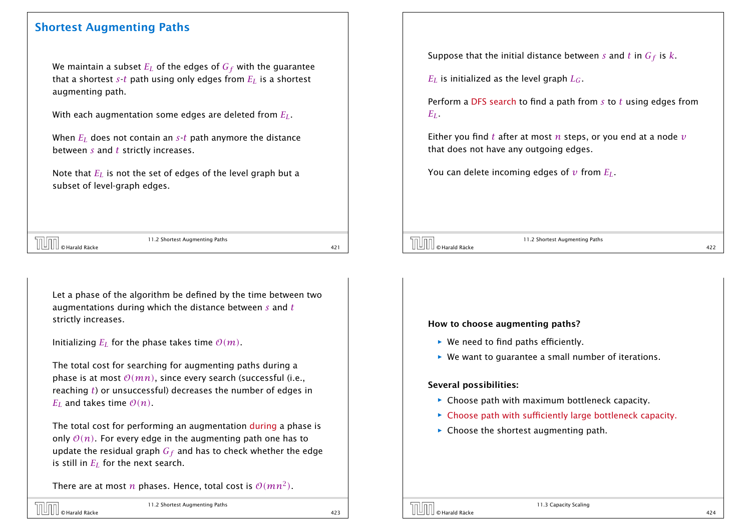## Shortest Augmenting Paths

We maintain a subset $E_L$ of the edges of $G_f$ with the guarantee that a shortest $s$-$t$ path using only edges from $E_L$ is a shortest augmenting path.

With each augmentation some edges are deleted from $E_L$.

When $E_L$ does not contain an $s$-$t$ path anymore the distance between $s$ and $t$ strictly increases.

Note that $E_L$ is not the set of edges of the level graph but a subset of level-graph edges.

Suppose that the initial distance between $s$ and $t$ in $G_f$ is $k$.

$E_L$ is initialized as the level graph $L_G$.

Perform a DFS search to find a path from $s$ to $t$ using edges from $E_L$.

Either you find $t$ after at most $n$ steps, or you end at a node $v$ that does not have any outgoing edges.

You can delete incoming edges of $v$ from $E_L$.

Let a phase of the algorithm be defined by the time between two augmentations during which the distance between $s$ and $t$ strictly increases.

Initializing $E_L$ for the phase takes time $\mathcal{O}(m)$.

The total cost for searching for augmenting paths during a phase is at most $\mathcal{O}(mn)$, since every search (successful (i.e., reaching $t$) or unsuccessful) decreases the number of edges in $E_L$ and takes time $\mathcal{O}(n)$.

The total cost for performing an augmentation during a phase is only $\mathcal{O}(n)$. For every edge in the augmenting path one has to update the residual graph $G_f$ and has to check whether the edge is still in $E_L$ for the next search.

There are at most $n$ phases. Hence, total cost is $\mathcal{O}(mn^2)$.

**How to choose augmenting paths?**

- We need to find paths efficiently.
- We want to guarantee a small number of iterations.

**Several possibilities:**

- Choose path with maximum bottleneck capacity.
- Choose path with sufficiently large bottleneck capacity.
- Choose the shortest augmenting path.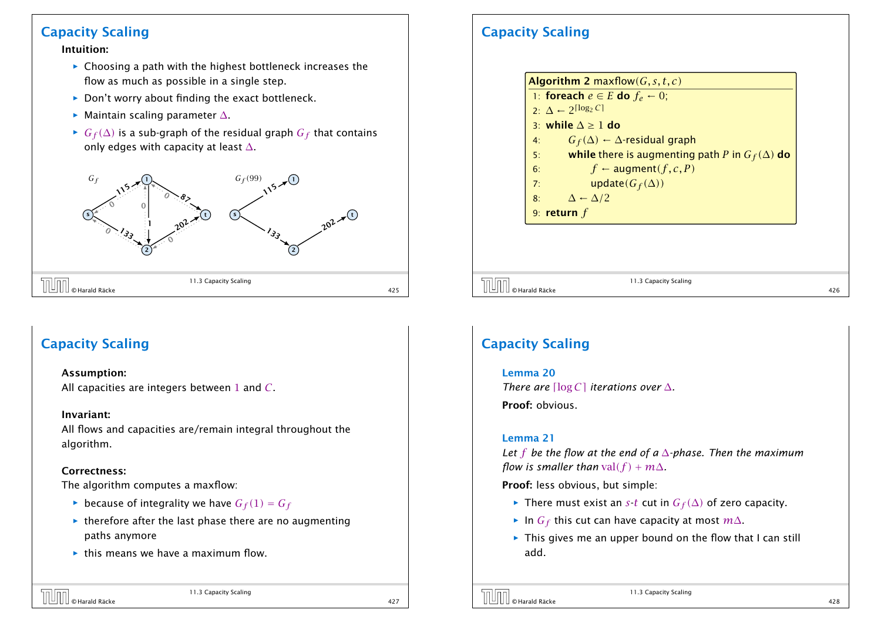## Capacity Scaling

**Intuition:**

- Choosing a path with the highest bottleneck increases the flow as much as possible in a single step.
- Don't worry about finding the exact bottleneck.
- Maintain scaling parameter $\Delta$.
- $G_f(\Delta)$ is a sub-graph of the residual graph $G_f$ that contains only edges with capacity at least $\Delta$.

## Capacity Scaling

```
Algorithm 2 maxflow(G, s, t, c)
1: foreach e ∈ E do f_e ← 0;
2: Δ ← 2^⌈log₂ C⌉
3: while Δ ≥ 1 do
4:     G_f(Δ) ← Δ-residual graph
5:     while there is augmenting path P in G_f(Δ) do
6:         f ← augment(f, c, P)
7:         update(G_f(Δ))
8:     Δ ← Δ/2
9: return f
```

## Capacity Scaling

**Assumption:**
All capacities are integers between $1$ and $C$.

**Invariant:**
All flows and capacities are/remain integral throughout the algorithm.

**Correctness:**
The algorithm computes a maxflow:

- because of integrality we have $G_f(1) = G_f$
- therefore after the last phase there are no augmenting paths anymore
- this means we have a maximum flow.

## Capacity Scaling

**Lemma 20**
*There are $\lceil \log C \rceil$ iterations over $\Delta$.*

**Proof:** obvious.

**Lemma 21**
*Let $f$ be the flow at the end of a $\Delta$-phase. Then the maximum flow is smaller than $\mathrm{val}(f) + m\Delta$.*

**Proof:** less obvious, but simple:

- There must exist an $s$-$t$ cut in $G_f(\Delta)$ of zero capacity.
- In $G_f$ this cut can have capacity at most $m\Delta$.
- This gives me an upper bound on the flow that I can still add.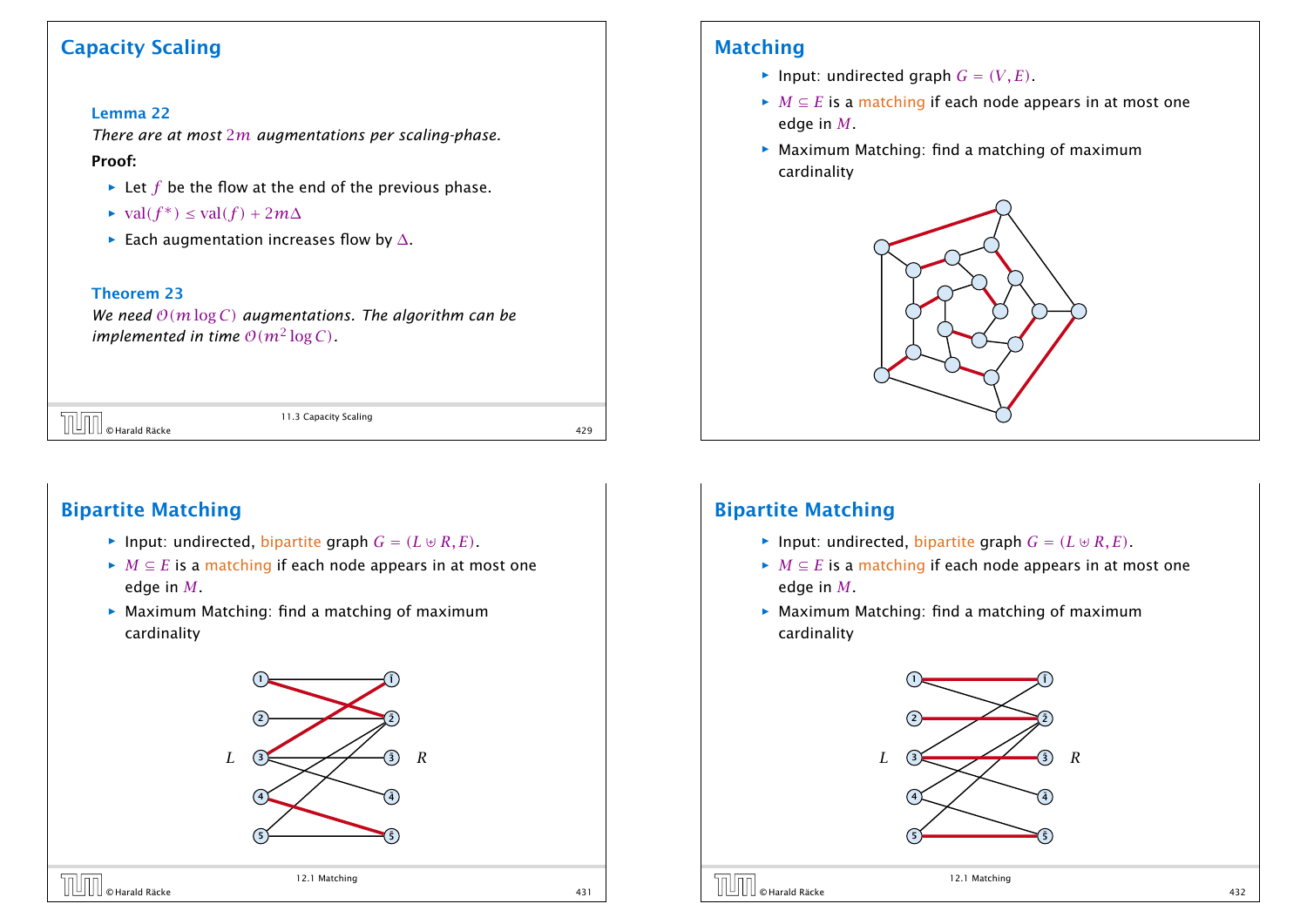## Capacity Scaling

**Lemma 22**

*There are at most $2m$ augmentations per scaling-phase.*

**Proof:**

- Let $f$ be the flow at the end of the previous phase.
- $\text{val}(f^*) \le \text{val}(f) + 2m\Delta$
- Each augmentation increases flow by $\Delta$.

**Theorem 23**

*We need $\mathcal{O}(m \log C)$ augmentations. The algorithm can be implemented in time $\mathcal{O}(m^2 \log C)$.*

## Matching

- Input: undirected graph $G = (V, E)$.
- $M \subseteq E$ is a matching if each node appears in at most one edge in $M$.
- Maximum Matching: find a matching of maximum cardinality

## Bipartite Matching

- Input: undirected, bipartite graph $G = (L \uplus R, E)$.
- $M \subseteq E$ is a matching if each node appears in at most one edge in $M$.
- Maximum Matching: find a matching of maximum cardinality

## Bipartite Matching

- Input: undirected, bipartite graph $G = (L \uplus R, E)$.
- $M \subseteq E$ is a matching if each node appears in at most one edge in $M$.
- Maximum Matching: find a matching of maximum cardinality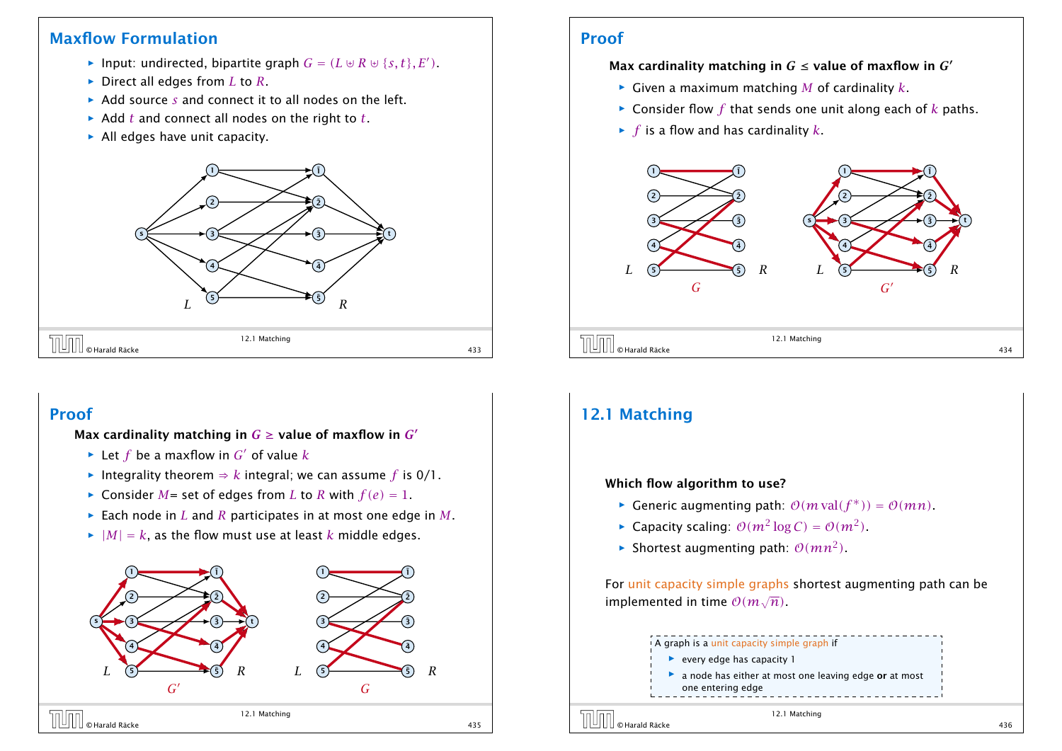## Maxflow Formulation

- Input: undirected, bipartite graph $G = (L \uplus R \uplus \{s,t\}, E')$.
- Direct all edges from $L$ to $R$.
- Add source $s$ and connect it to all nodes on the left.
- Add $t$ and connect all nodes on the right to $t$.
- All edges have unit capacity.

## Proof

**Max cardinality matching in $G$ ≤ value of maxflow in $G'$**

- Given a maximum matching $M$ of cardinality $k$.
- Consider flow $f$ that sends one unit along each of $k$ paths.
- $f$ is a flow and has cardinality $k$.

## Proof

**Max cardinality matching in $G$ ≥ value of maxflow in $G'$**

- Let $f$ be a maxflow in $G'$ of value $k$
- Integrality theorem ⇒ $k$ integral; we can assume $f$ is 0/1.
- Consider $M$= set of edges from $L$ to $R$ with $f(e) = 1$.
- Each node in $L$ and $R$ participates in at most one edge in $M$.
- $|M| = k$, as the flow must use at least $k$ middle edges.

## 12.1 Matching

**Which flow algorithm to use?**

- Generic augmenting path: $\mathcal{O}(m \operatorname{val}(f^*)) = \mathcal{O}(mn)$.
- Capacity scaling: $\mathcal{O}(m^2 \log C) = \mathcal{O}(m^2)$.
- Shortest augmenting path: $\mathcal{O}(mn^2)$.

For unit capacity simple graphs shortest augmenting path can be implemented in time $\mathcal{O}(m\sqrt{n})$.

A graph is a unit capacity simple graph if

- every edge has capacity 1
- a node has either at most one leaving edge **or** at most one entering edge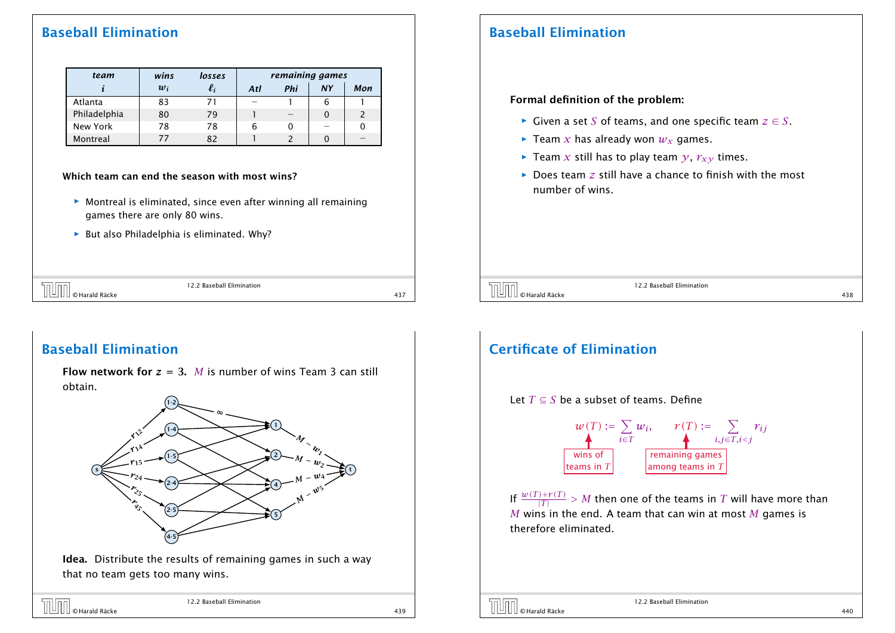## Baseball Elimination

| team | wins | losses | remaining games | | | |
|---|---|---|---|---|---|---|
| $i$ | $w_i$ | $\ell_i$ | Atl | Phi | NY | Mon |
| Atlanta | 83 | 71 | – | 1 | 6 | 1 |
| Philadelphia | 80 | 79 | 1 | – | 0 | 2 |
| New York | 78 | 78 | 6 | 0 | – | 0 |
| Montreal | 77 | 82 | 1 | 2 | 0 | – |

**Which team can end the season with most wins?**

- Montreal is eliminated, since even after winning all remaining games there are only 80 wins.
- But also Philadelphia is eliminated. Why?

## Baseball Elimination

**Formal definition of the problem:**

- Given a set $S$ of teams, and one specific team $z \in S$.
- Team $x$ has already won $w_x$ games.
- Team $x$ still has to play team $y$, $r_{xy}$ times.
- Does team $z$ still have a chance to finish with the most number of wins.

## Baseball Elimination

**Flow network for $z = 3$.** $M$ is number of wins Team 3 can still obtain.

**Idea.** Distribute the results of remaining games in such a way that no team gets too many wins.

## Certificate of Elimination

Let $T \subseteq S$ be a subset of teams. Define

$$w(T) := \sum_{i \in T} w_i, \qquad r(T) := \sum_{i,j \in T, i<j} r_{ij}$$

($w(T)$: wins of teams in $T$; $r(T)$: remaining games among teams in $T$)

If $\frac{w(T)+r(T)}{|T|} > M$ then one of the teams in $T$ will have more than $M$ wins in the end. A team that can win at most $M$ games is therefore eliminated.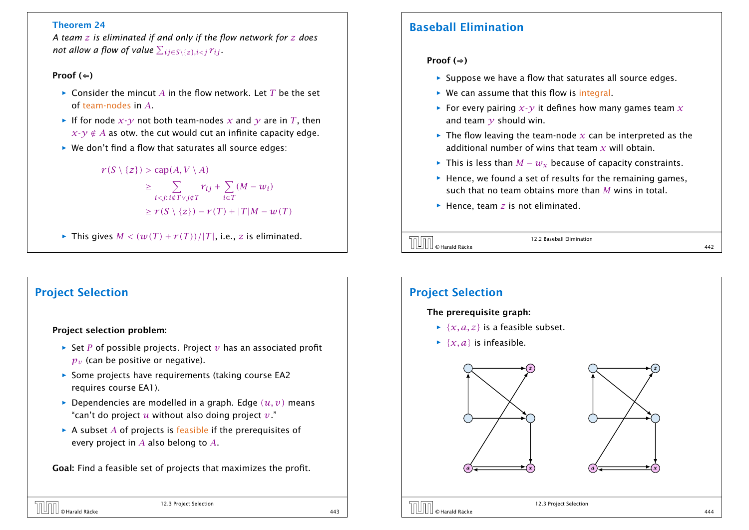**Theorem 24**
*A team $z$ is eliminated if and only if the flow network for $z$ does not allow a flow of value $\sum_{ij\in S\setminus\{z\},i<j} r_{ij}$.*

**Proof (⇐)**

- Consider the mincut $A$ in the flow network. Let $T$ be the set of team-nodes in $A$.
- If for node $x$-$y$ not both team-nodes $x$ and $y$ are in $T$, then $x$-$y \notin A$ as otw. the cut would cut an infinite capacity edge.
- We don't find a flow that saturates all source edges:

$$
\begin{aligned}
r(S\setminus\{z\}) &> \mathrm{cap}(A, V\setminus A)\\
&\geq \sum_{i<j:\, i\notin T \vee j\notin T} r_{ij} + \sum_{i\in T}(M - w_i)\\
&\geq r(S\setminus\{z\}) - r(T) + |T|M - w(T)
\end{aligned}
$$

- This gives $M < (w(T) + r(T))/|T|$, i.e., $z$ is eliminated.

## Baseball Elimination

**Proof (⇒)**

- Suppose we have a flow that saturates all source edges.
- We can assume that this flow is integral.
- For every pairing $x$-$y$ it defines how many games team $x$ and team $y$ should win.
- The flow leaving the team-node $x$ can be interpreted as the additional number of wins that team $x$ will obtain.
- This is less than $M - w_x$ because of capacity constraints.
- Hence, we found a set of results for the remaining games, such that no team obtains more than $M$ wins in total.
- Hence, team $z$ is not eliminated.

## Project Selection

**Project selection problem:**

- Set $P$ of possible projects. Project $v$ has an associated profit $p_v$ (can be positive or negative).
- Some projects have requirements (taking course EA2 requires course EA1).
- Dependencies are modelled in a graph. Edge $(u, v)$ means "can't do project $u$ without also doing project $v$."
- A subset $A$ of projects is feasible if the prerequisites of every project in $A$ also belong to $A$.

**Goal:** Find a feasible set of projects that maximizes the profit.

## Project Selection

**The prerequisite graph:**

- $\{x, a, z\}$ is a feasible subset.
- $\{x, a\}$ is infeasible.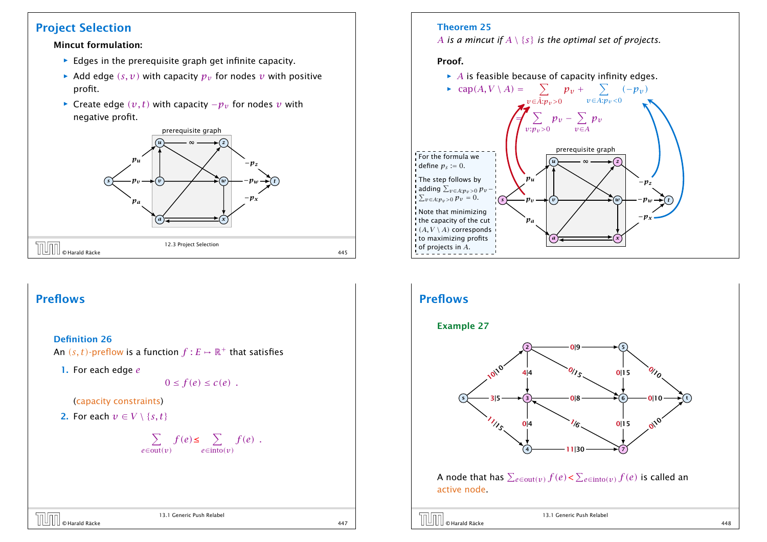## Project Selection

**Mincut formulation:**

- Edges in the prerequisite graph get infinite capacity.
- Add edge $(s, v)$ with capacity $p_v$ for nodes $v$ with positive profit.
- Create edge $(v, t)$ with capacity $-p_v$ for nodes $v$ with negative profit.

prerequisite graph

**Theorem 25**

*$A$ is a mincut if $A \setminus \{s\}$ is the optimal set of projects.*

**Proof.**

- $A$ is feasible because of capacity infinity edges.
- $\text{cap}(A, V \setminus A) = \sum_{v \in \bar{A}: p_v > 0} p_v + \sum_{v \in A: p_v < 0} (-p_v)$

  $= \sum_{v: p_v > 0} p_v - \sum_{v \in A} p_v$

For the formula we define $p_s := 0$.

The step follows by adding $\sum_{v \in A: p_v > 0} p_v - \sum_{v \in A: p_v > 0} p_v = 0$.

Note that minimizing the capacity of the cut $(A, V \setminus A)$ corresponds to maximizing profits of projects in $A$.

prerequisite graph

## Preflows

**Definition 26**

An $(s, t)$-preflow is a function $f : E \mapsto \mathbb{R}^+$ that satisfies

1. For each edge $e$
$$0 \leq f(e) \leq c(e) \ .$$
(capacity constraints)
2. For each $v \in V \setminus \{s, t\}$
$$\sum_{e \in \text{out}(v)} f(e) \leq \sum_{e \in \text{into}(v)} f(e) \ .$$

## Preflows

**Example 27**

A node that has $\sum_{e \in \text{out}(v)} f(e) < \sum_{e \in \text{into}(v)} f(e)$ is called an active node.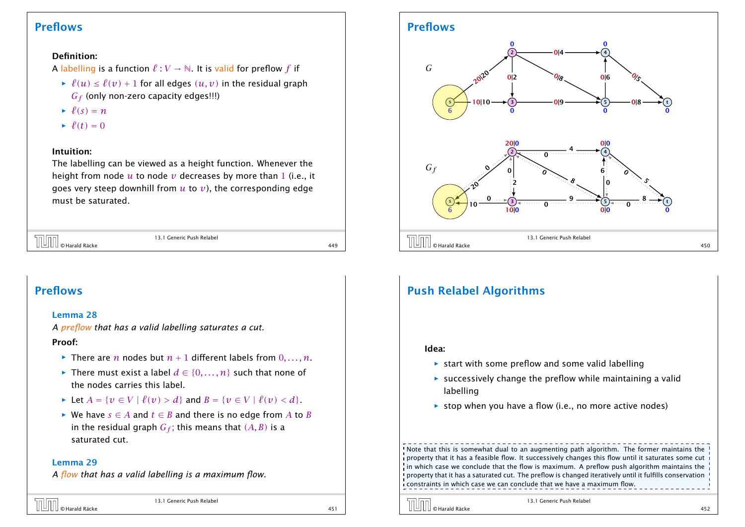## Preflows

**Definition:**
A labelling is a function $\ell : V \to \mathbb{N}$. It is valid for preflow $f$ if

- $\ell(u) \le \ell(v) + 1$ for all edges $(u,v)$ in the residual graph $G_f$ (only non-zero capacity edges!!!)
- $\ell(s) = n$
- $\ell(t) = 0$

**Intuition:**
The labelling can be viewed as a height function. Whenever the height from node $u$ to node $v$ decreases by more than $1$ (i.e., it goes very steep downhill from $u$ to $v$), the corresponding edge must be saturated.

## Preflows

## Preflows

**Lemma 28**
*A preflow that has a valid labelling saturates a cut.*

**Proof:**

- There are $n$ nodes but $n+1$ different labels from $0, \dots, n$.
- There must exist a label $d \in \{0, \dots, n\}$ such that none of the nodes carries this label.
- Let $A = \{v \in V \mid \ell(v) > d\}$ and $B = \{v \in V \mid \ell(v) < d\}$.
- We have $s \in A$ and $t \in B$ and there is no edge from $A$ to $B$ in the residual graph $G_f$; this means that $(A, B)$ is a saturated cut.

**Lemma 29**
*A flow that has a valid labelling is a maximum flow.*

## Push Relabel Algorithms

**Idea:**

- start with some preflow and some valid labelling
- successively change the preflow while maintaining a valid labelling
- stop when you have a flow (i.e., no more active nodes)

Note that this is somewhat dual to an augmenting path algorithm. The former maintains the property that it has a feasible flow. It successively changes this flow until it saturates some cut in which case we conclude that the flow is maximum. A preflow push algorithm maintains the property that it has a saturated cut. The preflow is changed iteratively until it fulfills conservation constraints in which case we can conclude that we have a maximum flow.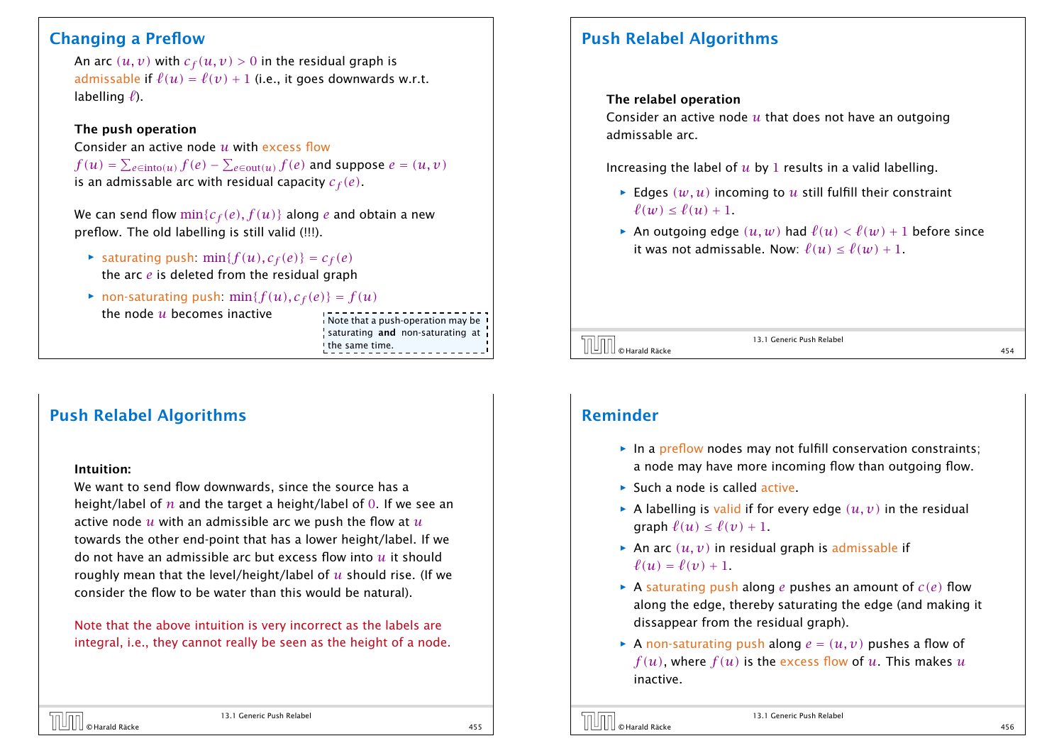## Changing a Preflow

An arc $(u, v)$ with $c_f(u, v) > 0$ in the residual graph is admissable if $\ell(u) = \ell(v) + 1$ (i.e., it goes downwards w.r.t. labelling $\ell$).

**The push operation**

Consider an active node $u$ with excess flow $f(u) = \sum_{e \in \text{into}(u)} f(e) - \sum_{e \in \text{out}(u)} f(e)$ and suppose $e = (u, v)$ is an admissable arc with residual capacity $c_f(e)$.

We can send flow $\min\{c_f(e), f(u)\}$ along $e$ and obtain a new preflow. The old labelling is still valid (!!!).

- saturating push: $\min\{f(u), c_f(e)\} = c_f(e)$
  the arc $e$ is deleted from the residual graph
- non-saturating push: $\min\{f(u), c_f(e)\} = f(u)$
  the node $u$ becomes inactive

Note that a push-operation may be saturating **and** non-saturating at the same time.

## Push Relabel Algorithms

**The relabel operation**

Consider an active node $u$ that does not have an outgoing admissable arc.

Increasing the label of $u$ by 1 results in a valid labelling.

- Edges $(w, u)$ incoming to $u$ still fulfill their constraint $\ell(w) \le \ell(u) + 1$.
- An outgoing edge $(u, w)$ had $\ell(u) < \ell(w) + 1$ before since it was not admissable. Now: $\ell(u) \le \ell(w) + 1$.

## Push Relabel Algorithms

**Intuition:**

We want to send flow downwards, since the source has a height/label of $n$ and the target a height/label of $0$. If we see an active node $u$ with an admissible arc we push the flow at $u$ towards the other end-point that has a lower height/label. If we do not have an admissible arc but excess flow into $u$ it should roughly mean that the level/height/label of $u$ should rise. (If we consider the flow to be water than this would be natural).

Note that the above intuition is very incorrect as the labels are integral, i.e., they cannot really be seen as the height of a node.

## Reminder

- In a preflow nodes may not fulfill conservation constraints; a node may have more incoming flow than outgoing flow.
- Such a node is called active.
- A labelling is valid if for every edge $(u, v)$ in the residual graph $\ell(u) \le \ell(v) + 1$.
- An arc $(u, v)$ in residual graph is admissable if $\ell(u) = \ell(v) + 1$.
- A saturating push along $e$ pushes an amount of $c(e)$ flow along the edge, thereby saturating the edge (and making it dissappear from the residual graph).
- A non-saturating push along $e = (u, v)$ pushes a flow of $f(u)$, where $f(u)$ is the excess flow of $u$. This makes $u$ inactive.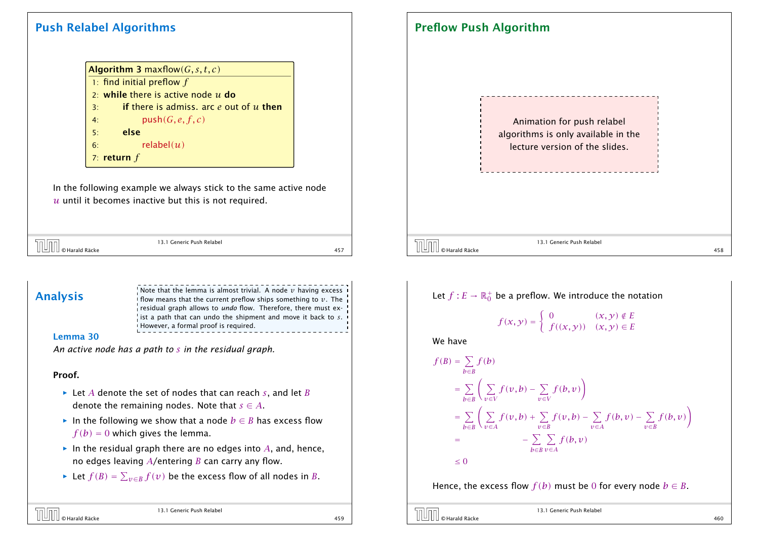## Push Relabel Algorithms

```
Algorithm 3 maxflow(G, s, t, c)
1: find initial preflow f
2: while there is active node u do
3:     if there is admiss. arc e out of u then
4:         push(G, e, f, c)
5:     else
6:         relabel(u)
7: return f
```

In the following example we always stick to the same active node $u$ until it becomes inactive but this is not required.

## Preflow Push Algorithm

Animation for push relabel algorithms is only available in the lecture version of the slides.

## Analysis

Note that the lemma is almost trivial. A node $v$ having excess flow means that the current preflow ships something to $v$. The residual graph allows to *undo* flow. Therefore, there must exist a path that can undo the shipment and move it back to $s$. However, a formal proof is required.

### Lemma 30

*An active node has a path to $s$ in the residual graph.*

**Proof.**

- Let $A$ denote the set of nodes that can reach $s$, and let $B$ denote the remaining nodes. Note that $s \in A$.
- In the following we show that a node $b \in B$ has excess flow $f(b) = 0$ which gives the lemma.
- In the residual graph there are no edges into $A$, and, hence, no edges leaving $A$/entering $B$ can carry any flow.
- Let $f(B) = \sum_{v \in B} f(v)$ be the excess flow of all nodes in $B$.

Let $f : E \to \mathbb{R}_0^+$ be a preflow. We introduce the notation

$$f(x,y) = \begin{cases} 0 & (x,y) \notin E \\ f((x,y)) & (x,y) \in E \end{cases}$$

We have

$$\begin{aligned}
f(B) &= \sum_{b \in B} f(b) \\
&= \sum_{b \in B} \left( \sum_{v \in V} f(v,b) - \sum_{v \in V} f(b,v) \right) \\
&= \sum_{b \in B} \left( \sum_{v \in A} f(v,b) + \sum_{v \in B} f(v,b) - \sum_{v \in A} f(b,v) - \sum_{v \in B} f(b,v) \right) \\
&= \qquad\qquad - \sum_{b \in B} \sum_{v \in A} f(b,v) \\
&\leq 0
\end{aligned}$$

Hence, the excess flow $f(b)$ must be $0$ for every node $b \in B$.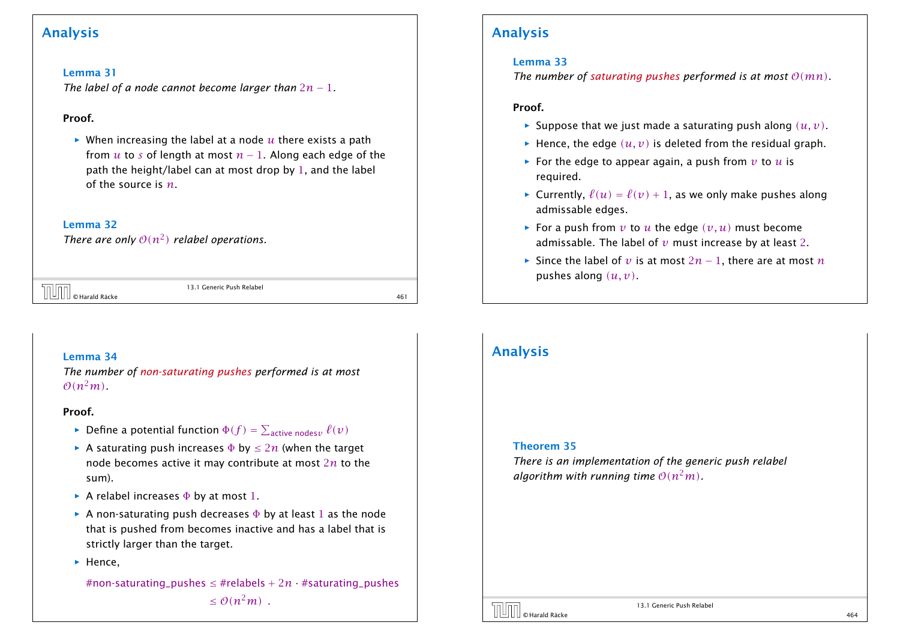## Analysis

**Lemma 31**
*The label of a node cannot become larger than $2n - 1$.*

**Proof.**

- When increasing the label at a node $u$ there exists a path from $u$ to $s$ of length at most $n - 1$. Along each edge of the path the height/label can at most drop by $1$, and the label of the source is $n$.

**Lemma 32**
*There are only $\mathcal{O}(n^2)$ relabel operations.*

## Analysis

**Lemma 33**
*The number of saturating pushes performed is at most $\mathcal{O}(mn)$.*

**Proof.**

- Suppose that we just made a saturating push along $(u, v)$.
- Hence, the edge $(u, v)$ is deleted from the residual graph.
- For the edge to appear again, a push from $v$ to $u$ is required.
- Currently, $\ell(u) = \ell(v) + 1$, as we only make pushes along admissable edges.
- For a push from $v$ to $u$ the edge $(v, u)$ must become admissable. The label of $v$ must increase by at least $2$.
- Since the label of $v$ is at most $2n - 1$, there are at most $n$ pushes along $(u, v)$.

**Lemma 34**
*The number of non-saturating pushes performed is at most $\mathcal{O}(n^2 m)$.*

**Proof.**

- Define a potential function $\Phi(f) = \sum_{\text{active nodes}\, v} \ell(v)$
- A saturating push increases $\Phi$ by $\leq 2n$ (when the target node becomes active it may contribute at most $2n$ to the sum).
- A relabel increases $\Phi$ by at most $1$.
- A non-saturating push decreases $\Phi$ by at least $1$ as the node that is pushed from becomes inactive and has a label that is strictly larger than the target.
- Hence,

$$\#\text{non-saturating\_pushes} \leq \#\text{relabels} + 2n \cdot \#\text{saturating\_pushes} \leq \mathcal{O}(n^2 m) \;.$$

## Analysis

**Theorem 35**
*There is an implementation of the generic push relabel algorithm with running time $\mathcal{O}(n^2 m)$.*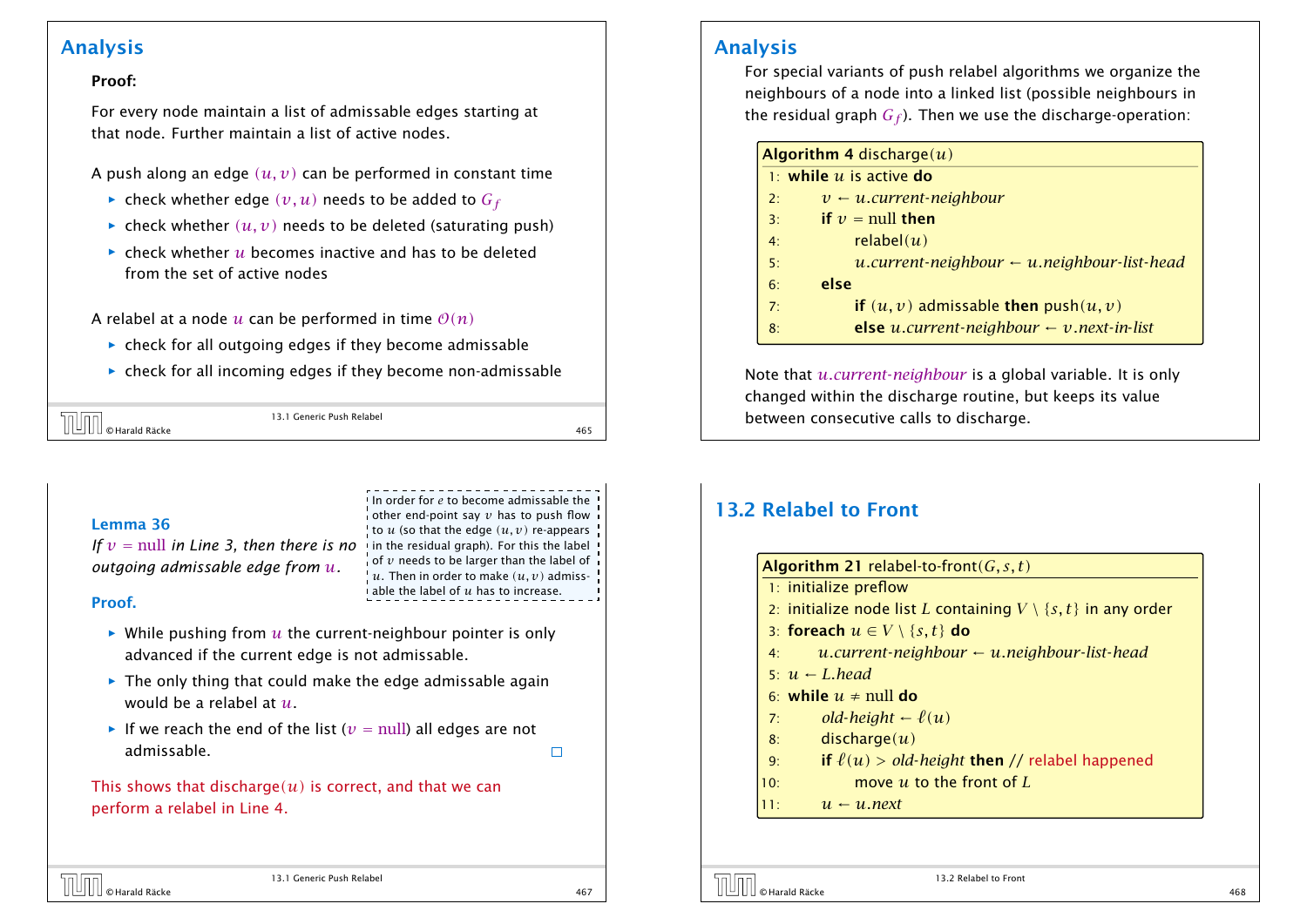## Analysis

**Proof:**

For every node maintain a list of admissable edges starting at that node. Further maintain a list of active nodes.

A push along an edge $(u, v)$ can be performed in constant time

- check whether edge $(v, u)$ needs to be added to $G_f$
- check whether $(u, v)$ needs to be deleted (saturating push)
- check whether $u$ becomes inactive and has to be deleted from the set of active nodes

A relabel at a node $u$ can be performed in time $\mathcal{O}(n)$

- check for all outgoing edges if they become admissable
- check for all incoming edges if they become non-admissable

## Analysis

For special variants of push relabel algorithms we organize the neighbours of a node into a linked list (possible neighbours in the residual graph $G_f$). Then we use the discharge-operation:

**Algorithm 4** discharge$(u)$

```
1: while u is active do
2:     v ← u.current-neighbour
3:     if v = null then
4:         relabel(u)
5:         u.current-neighbour ← u.neighbour-list-head
6:     else
7:         if (u, v) admissable then push(u, v)
8:         else u.current-neighbour ← v.next-in-list
```

Note that $u.current\text{-}neighbour$ is a global variable. It is only changed within the discharge routine, but keeps its value between consecutive calls to discharge.

**Lemma 36**

*If $v = \text{null}$ in Line 3, then there is no outgoing admissable edge from $u$.*

In order for $e$ to become admissable the other end-point say $v$ has to push flow to $u$ (so that the edge $(u, v)$ re-appears in the residual graph). For this the label of $v$ needs to be larger than the label of $u$. Then in order to make $(u, v)$ admissable the label of $u$ has to increase.

**Proof.**

- While pushing from $u$ the current-neighbour pointer is only advanced if the current edge is not admissable.
- The only thing that could make the edge admissable again would be a relabel at $u$.
- If we reach the end of the list ($v = \text{null}$) all edges are not admissable. □

This shows that discharge$(u)$ is correct, and that we can perform a relabel in Line 4.

## 13.2 Relabel to Front

**Algorithm 21** relabel-to-front$(G, s, t)$

```
1: initialize preflow
2: initialize node list L containing V \ {s, t} in any order
3: foreach u ∈ V \ {s, t} do
4:     u.current-neighbour ← u.neighbour-list-head
5: u ← L.head
6: while u ≠ null do
7:     old-height ← ℓ(u)
8:     discharge(u)
9:     if ℓ(u) > old-height then // relabel happened
10:        move u to the front of L
11:    u ← u.next
```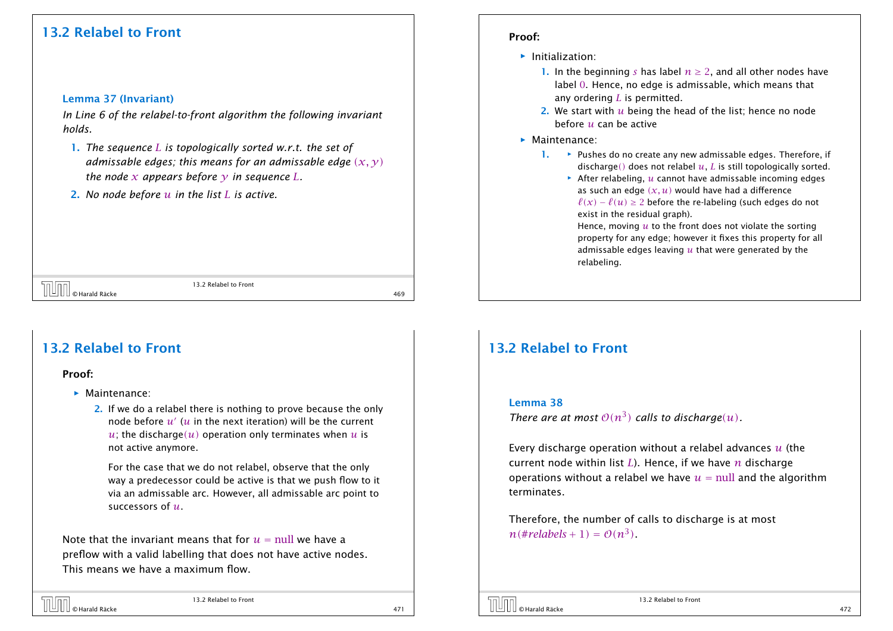## 13.2 Relabel to Front

**Lemma 37 (Invariant)**

*In Line 6 of the relabel-to-front algorithm the following invariant holds.*

1. *The sequence $L$ is topologically sorted w.r.t. the set of admissable edges; this means for an admissable edge $(x, y)$ the node $x$ appears before $y$ in sequence $L$.*
2. *No node before $u$ in the list $L$ is active.*

**Proof:**

- Initialization:
  1. In the beginning $s$ has label $n \geq 2$, and all other nodes have label $0$. Hence, no edge is admissable, which means that any ordering $L$ is permitted.
  2. We start with $u$ being the head of the list; hence no node before $u$ can be active
- Maintenance:
  1. 
     - Pushes do no create any new admissable edges. Therefore, if discharge() does not relabel $u$, $L$ is still topologically sorted.
     - After relabeling, $u$ cannot have admissable incoming edges as such an edge $(x, u)$ would have had a difference $\ell(x) - \ell(u) \geq 2$ before the re-labeling (such edges do not exist in the residual graph).

       Hence, moving $u$ to the front does not violate the sorting property for any edge; however it fixes this property for all admissable edges leaving $u$ that were generated by the relabeling.

## 13.2 Relabel to Front

**Proof:**

- Maintenance:
  2. If we do a relabel there is nothing to prove because the only node before $u'$ ($u$ in the next iteration) will be the current $u$; the discharge$(u)$ operation only terminates when $u$ is not active anymore.

     For the case that we do not relabel, observe that the only way a predecessor could be active is that we push flow to it via an admissable arc. However, all admissable arc point to successors of $u$.

Note that the invariant means that for $u = \text{null}$ we have a preflow with a valid labelling that does not have active nodes. This means we have a maximum flow.

## 13.2 Relabel to Front

**Lemma 38**

*There are at most $\mathcal{O}(n^3)$ calls to discharge$(u)$.*

Every discharge operation without a relabel advances $u$ (the current node within list $L$). Hence, if we have $n$ discharge operations without a relabel we have $u = \text{null}$ and the algorithm terminates.

Therefore, the number of calls to discharge is at most $n(\#relabels + 1) = \mathcal{O}(n^3)$.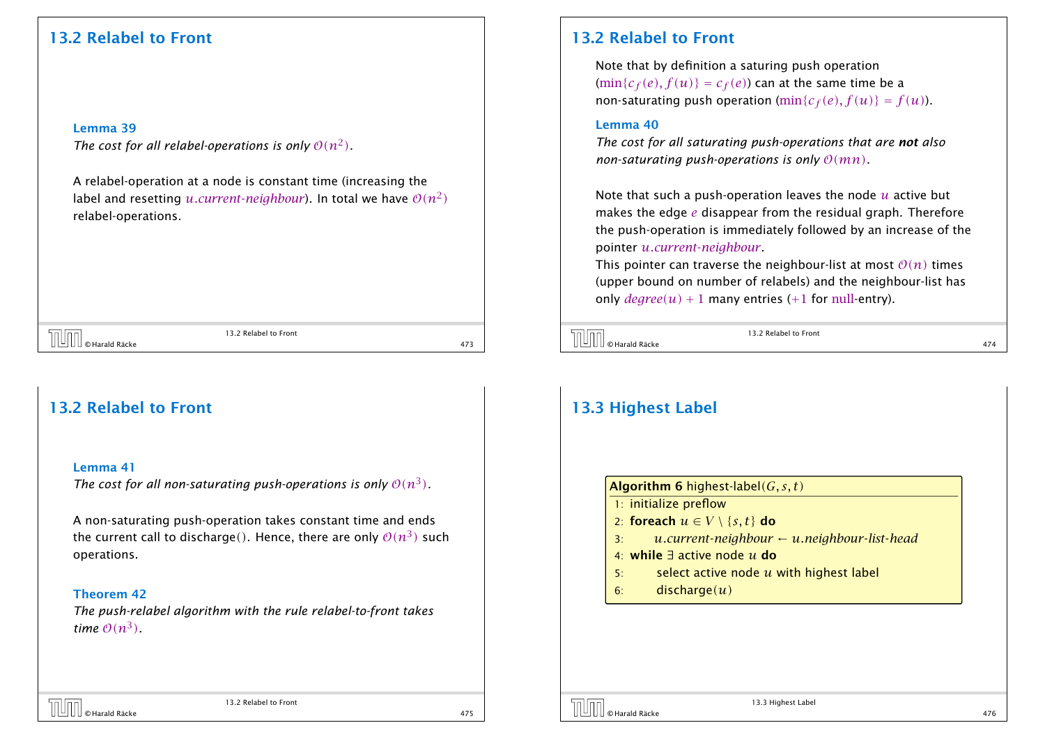## 13.2 Relabel to Front

**Lemma 39**
*The cost for all relabel-operations is only $\mathcal{O}(n^2)$.*

A relabel-operation at a node is constant time (increasing the label and resetting $u.current\text{-}neighbour$). In total we have $\mathcal{O}(n^2)$ relabel-operations.

## 13.2 Relabel to Front

Note that by definition a saturing push operation ($\min\{c_f(e), f(u)\} = c_f(e)$) can at the same time be a non-saturating push operation ($\min\{c_f(e), f(u)\} = f(u)$).

**Lemma 40**
*The cost for all saturating push-operations that are **not** also non-saturating push-operations is only $\mathcal{O}(mn)$.*

Note that such a push-operation leaves the node $u$ active but makes the edge $e$ disappear from the residual graph. Therefore the push-operation is immediately followed by an increase of the pointer $u.current\text{-}neighbour$.

This pointer can traverse the neighbour-list at most $\mathcal{O}(n)$ times (upper bound on number of relabels) and the neighbour-list has only $degree(u) + 1$ many entries ($+1$ for null-entry).

## 13.2 Relabel to Front

**Lemma 41**
*The cost for all non-saturating push-operations is only $\mathcal{O}(n^3)$.*

A non-saturating push-operation takes constant time and ends the current call to discharge(). Hence, there are only $\mathcal{O}(n^3)$ such operations.

**Theorem 42**
*The push-relabel algorithm with the rule relabel-to-front takes time $\mathcal{O}(n^3)$.*

## 13.3 Highest Label

```
Algorithm 6 highest-label(G, s, t)
1: initialize preflow
2: foreach u ∈ V \ {s, t} do
3:     u.current-neighbour ← u.neighbour-list-head
4: while ∃ active node u do
5:     select active node u with highest label
6:     discharge(u)
```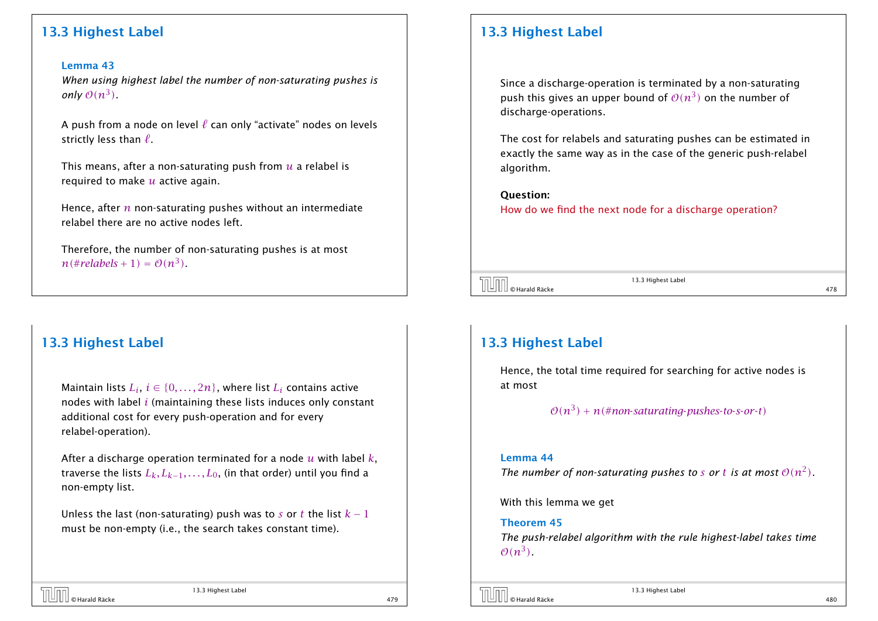## 13.3 Highest Label

**Lemma 43**
*When using highest label the number of non-saturating pushes is only $\mathcal{O}(n^3)$.*

A push from a node on level $\ell$ can only "activate" nodes on levels strictly less than $\ell$.

This means, after a non-saturating push from $u$ a relabel is required to make $u$ active again.

Hence, after $n$ non-saturating pushes without an intermediate relabel there are no active nodes left.

Therefore, the number of non-saturating pushes is at most $n(\#relabels + 1) = \mathcal{O}(n^3)$.

## 13.3 Highest Label

Since a discharge-operation is terminated by a non-saturating push this gives an upper bound of $\mathcal{O}(n^3)$ on the number of discharge-operations.

The cost for relabels and saturating pushes can be estimated in exactly the same way as in the case of the generic push-relabel algorithm.

**Question:**
How do we find the next node for a discharge operation?

## 13.3 Highest Label

Maintain lists $L_i$, $i \in \{0, \dots, 2n\}$, where list $L_i$ contains active nodes with label $i$ (maintaining these lists induces only constant additional cost for every push-operation and for every relabel-operation).

After a discharge operation terminated for a node $u$ with label $k$, traverse the lists $L_k, L_{k-1}, \dots, L_0$, (in that order) until you find a non-empty list.

Unless the last (non-saturating) push was to $s$ or $t$ the list $k - 1$ must be non-empty (i.e., the search takes constant time).

## 13.3 Highest Label

Hence, the total time required for searching for active nodes is at most

$$\mathcal{O}(n^3) + n(\#non\text{-}saturating\text{-}pushes\text{-}to\text{-}s\text{-}or\text{-}t)$$

**Lemma 44**
*The number of non-saturating pushes to $s$ or $t$ is at most $\mathcal{O}(n^2)$.*

With this lemma we get

**Theorem 45**
*The push-relabel algorithm with the rule highest-label takes time $\mathcal{O}(n^3)$.*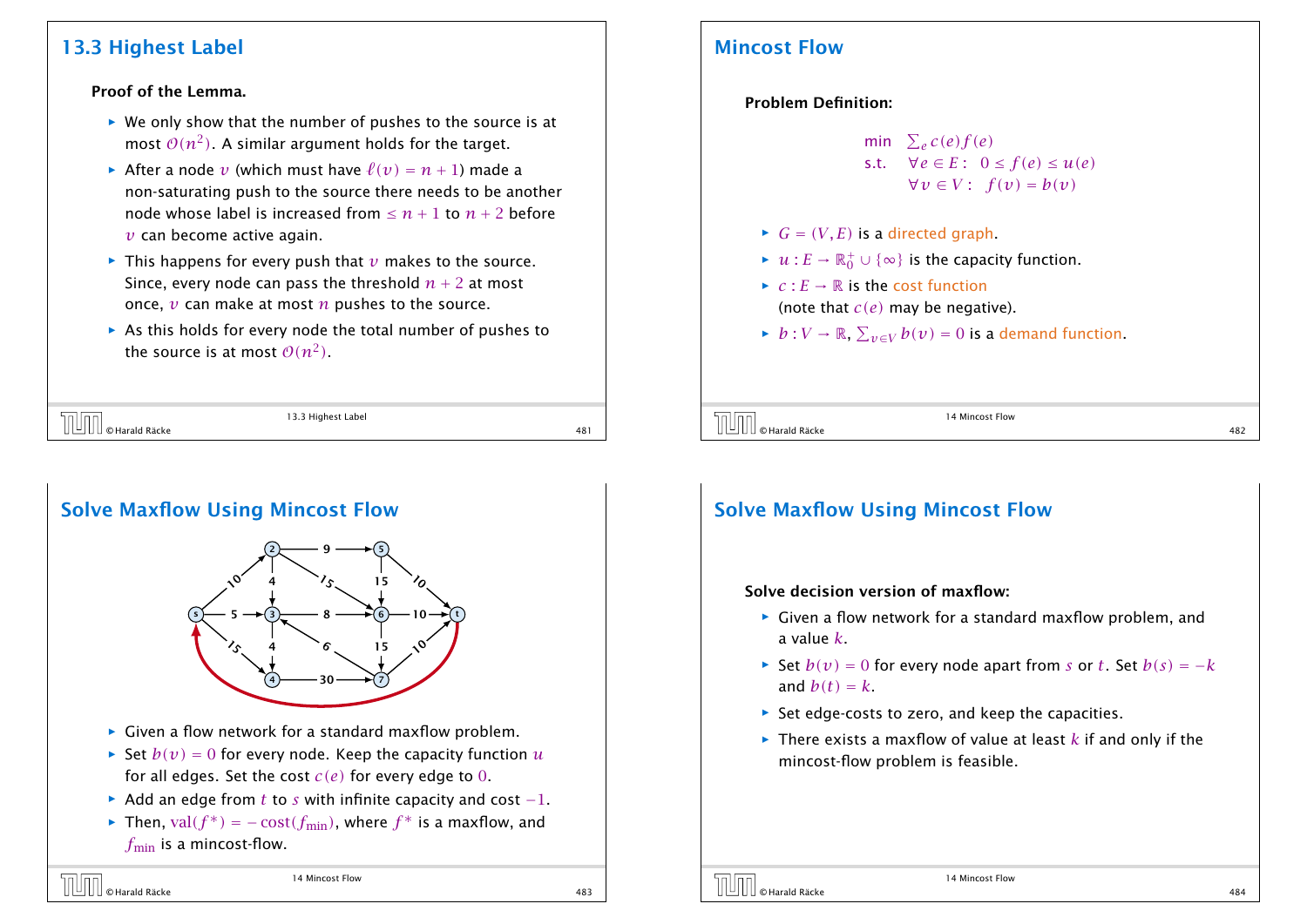## 13.3 Highest Label

**Proof of the Lemma.**

- We only show that the number of pushes to the source is at most $\mathcal{O}(n^2)$. A similar argument holds for the target.
- After a node $v$ (which must have $\ell(v) = n + 1$) made a non-saturating push to the source there needs to be another node whose label is increased from $\leq n + 1$ to $n + 2$ before $v$ can become active again.
- This happens for every push that $v$ makes to the source. Since, every node can pass the threshold $n + 2$ at most once, $v$ can make at most $n$ pushes to the source.
- As this holds for every node the total number of pushes to the source is at most $\mathcal{O}(n^2)$.

## Mincost Flow

**Problem Definition:**

$$\begin{aligned} \min \quad & \textstyle\sum_e c(e) f(e) \\ \text{s.t.} \quad & \forall e \in E: \ \ 0 \leq f(e) \leq u(e) \\ & \forall v \in V: \ \ f(v) = b(v) \end{aligned}$$

- $G = (V, E)$ is a directed graph.
- $u : E \to \mathbb{R}_0^+ \cup \{\infty\}$ is the capacity function.
- $c : E \to \mathbb{R}$ is the cost function (note that $c(e)$ may be negative).
- $b : V \to \mathbb{R}$, $\sum_{v \in V} b(v) = 0$ is a demand function.

## Solve Maxflow Using Mincost Flow

- Given a flow network for a standard maxflow problem.
- Set $b(v) = 0$ for every node. Keep the capacity function $u$ for all edges. Set the cost $c(e)$ for every edge to $0$.
- Add an edge from $t$ to $s$ with infinite capacity and cost $-1$.
- Then, $\text{val}(f^*) = -\text{cost}(f_{\min})$, where $f^*$ is a maxflow, and $f_{\min}$ is a mincost-flow.

## Solve Maxflow Using Mincost Flow

**Solve decision version of maxflow:**

- Given a flow network for a standard maxflow problem, and a value $k$.
- Set $b(v) = 0$ for every node apart from $s$ or $t$. Set $b(s) = -k$ and $b(t) = k$.
- Set edge-costs to zero, and keep the capacities.
- There exists a maxflow of value at least $k$ if and only if the mincost-flow problem is feasible.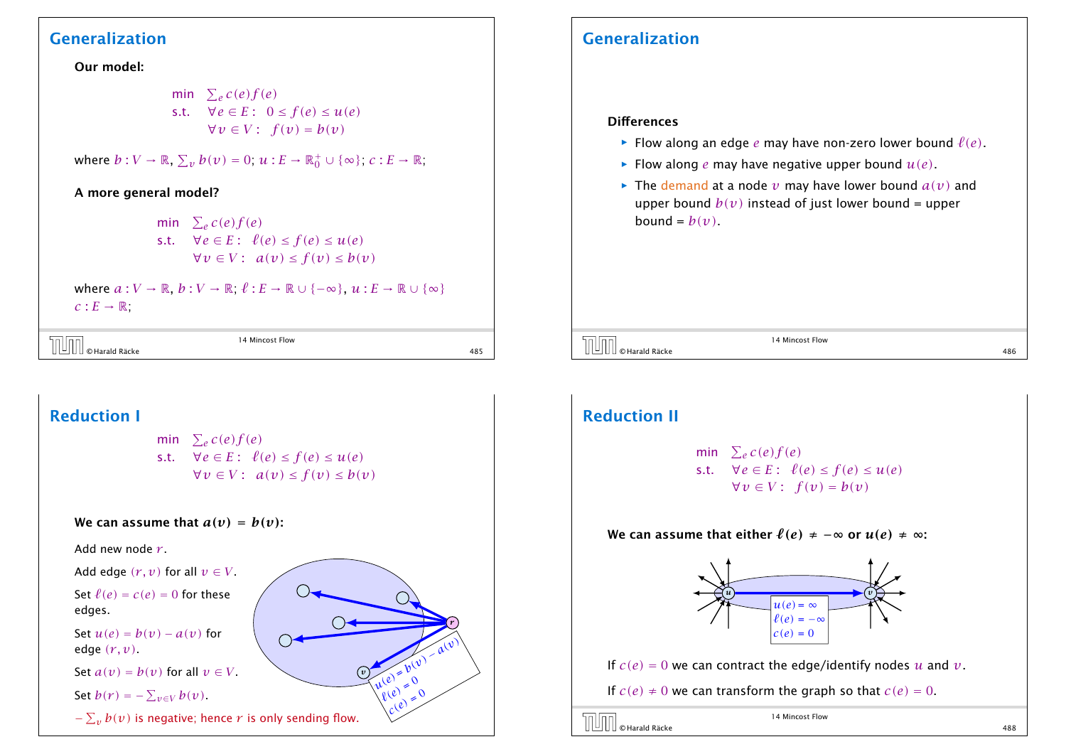## Generalization

**Our model:**

$$\begin{array}{ll} \min & \sum_e c(e)f(e) \\ \text{s.t.} & \forall e \in E: \;\; 0 \le f(e) \le u(e) \\ & \forall v \in V: \;\; f(v) = b(v) \end{array}$$

where $b : V \to \mathbb{R}$, $\sum_v b(v) = 0$; $u : E \to \mathbb{R}_0^+ \cup \{\infty\}$; $c : E \to \mathbb{R}$;

**A more general model?**

$$\begin{array}{ll} \min & \sum_e c(e)f(e) \\ \text{s.t.} & \forall e \in E: \;\; \ell(e) \le f(e) \le u(e) \\ & \forall v \in V: \;\; a(v) \le f(v) \le b(v) \end{array}$$

where $a : V \to \mathbb{R}$, $b : V \to \mathbb{R}$; $\ell : E \to \mathbb{R} \cup \{-\infty\}$, $u : E \to \mathbb{R} \cup \{\infty\}$ $c : E \to \mathbb{R}$;

## Generalization

**Differences**

- Flow along an edge $e$ may have non-zero lower bound $\ell(e)$.
- Flow along $e$ may have negative upper bound $u(e)$.
- The demand at a node $v$ may have lower bound $a(v)$ and upper bound $b(v)$ instead of just lower bound = upper bound = $b(v)$.

## Reduction I

$$\begin{array}{ll} \min & \sum_e c(e)f(e) \\ \text{s.t.} & \forall e \in E: \;\; \ell(e) \le f(e) \le u(e) \\ & \forall v \in V: \;\; a(v) \le f(v) \le b(v) \end{array}$$

**We can assume that $a(v) = b(v)$:**

Add new node $r$.

Add edge $(r, v)$ for all $v \in V$.

Set $\ell(e) = c(e) = 0$ for these edges.

Set $u(e) = b(v) - a(v)$ for edge $(r, v)$.

Set $a(v) = b(v)$ for all $v \in V$.

Set $b(r) = -\sum_{v \in V} b(v)$.

$-\sum_v b(v)$ is negative; hence $r$ is only sending flow.

## Reduction II

$$\begin{array}{ll} \min & \sum_e c(e)f(e) \\ \text{s.t.} & \forall e \in E: \;\; \ell(e) \le f(e) \le u(e) \\ & \forall v \in V: \;\; f(v) = b(v) \end{array}$$

**We can assume that either $\ell(e) \neq -\infty$ or $u(e) \neq \infty$:**

If $c(e) = 0$ we can contract the edge/identify nodes $u$ and $v$.

If $c(e) \neq 0$ we can transform the graph so that $c(e) = 0$.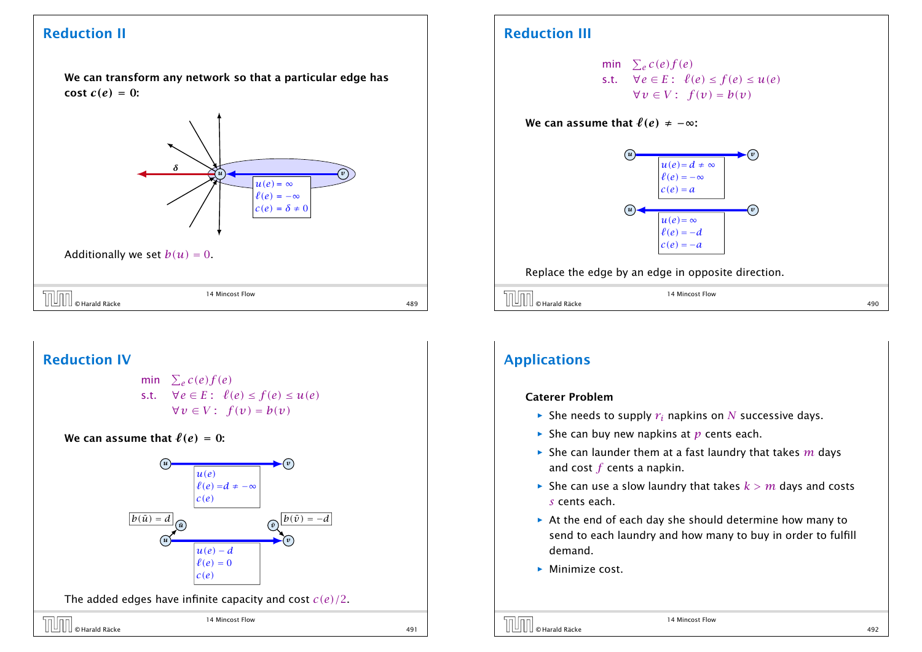## Reduction II

We can transform any network so that a particular edge has cost $c(e) = 0$:

$\delta$

$u$ $v$

$u(e) = \infty$
$\ell(e) = -\infty$
$c(e) = \delta \neq 0$

Additionally we set $b(u) = 0$.

## Reduction III

$$\begin{array}{ll} \min & \sum_e c(e) f(e) \\ \text{s.t.} & \forall e \in E: \ \ell(e) \leq f(e) \leq u(e) \\ & \forall v \in V: \ f(v) = b(v) \end{array}$$

We can assume that $\ell(e) \neq -\infty$:

$u(e) = d \neq \infty$
$\ell(e) = -\infty$
$c(e) = a$

$u(e) = \infty$
$\ell(e) = -d$
$c(e) = -a$

Replace the edge by an edge in opposite direction.

## Reduction IV

$$\begin{array}{ll} \min & \sum_e c(e) f(e) \\ \text{s.t.} & \forall e \in E: \ \ell(e) \leq f(e) \leq u(e) \\ & \forall v \in V: \ f(v) = b(v) \end{array}$$

We can assume that $\ell(e) = 0$:

$u(e)$
$\ell(e) = d \neq -\infty$
$c(e)$

$b(\bar{u}) = d$ $\quad$ $b(\bar{v}) = -d$

$u(e) - d$
$\ell(e) = 0$
$c(e)$

The added edges have infinite capacity and cost $c(e)/2$.

## Applications

**Caterer Problem**

- She needs to supply $r_i$ napkins on $N$ successive days.
- She can buy new napkins at $p$ cents each.
- She can launder them at a fast laundry that takes $m$ days and cost $f$ cents a napkin.
- She can use a slow laundry that takes $k > m$ days and costs $s$ cents each.
- At the end of each day she should determine how many to send to each laundry and how many to buy in order to fulfill demand.
- Minimize cost.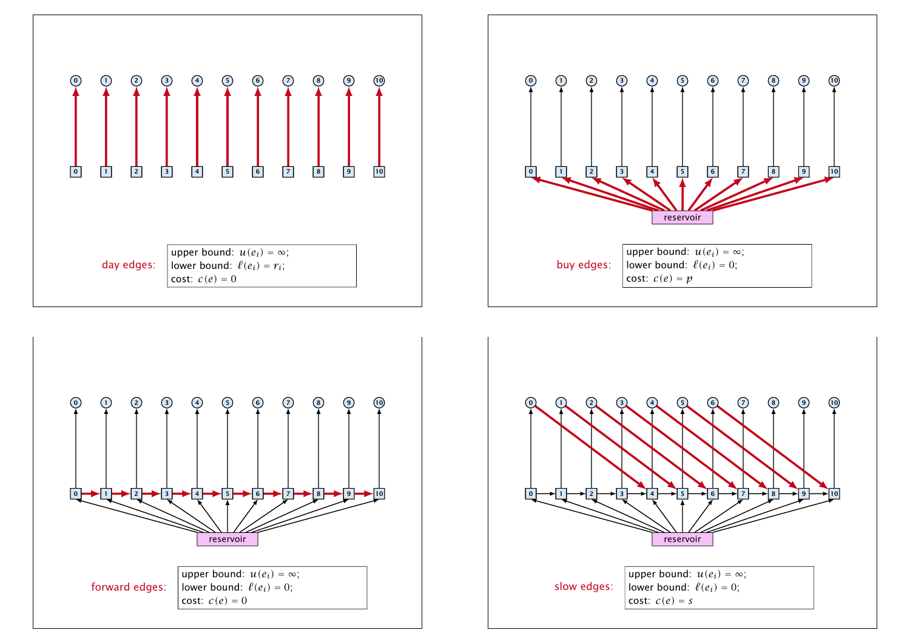day edges:

upper bound: $u(e_i) = \infty$;
lower bound: $\ell(e_i) = r_i$;
cost: $c(e) = 0$

buy edges:

upper bound: $u(e_i) = \infty$;
lower bound: $\ell(e_i) = 0$;
cost: $c(e) = p$

forward edges:

upper bound: $u(e_i) = \infty$;
lower bound: $\ell(e_i) = 0$;
cost: $c(e) = 0$

slow edges:

upper bound: $u(e_i) = \infty$;
lower bound: $\ell(e_i) = 0$;
cost: $c(e) = s$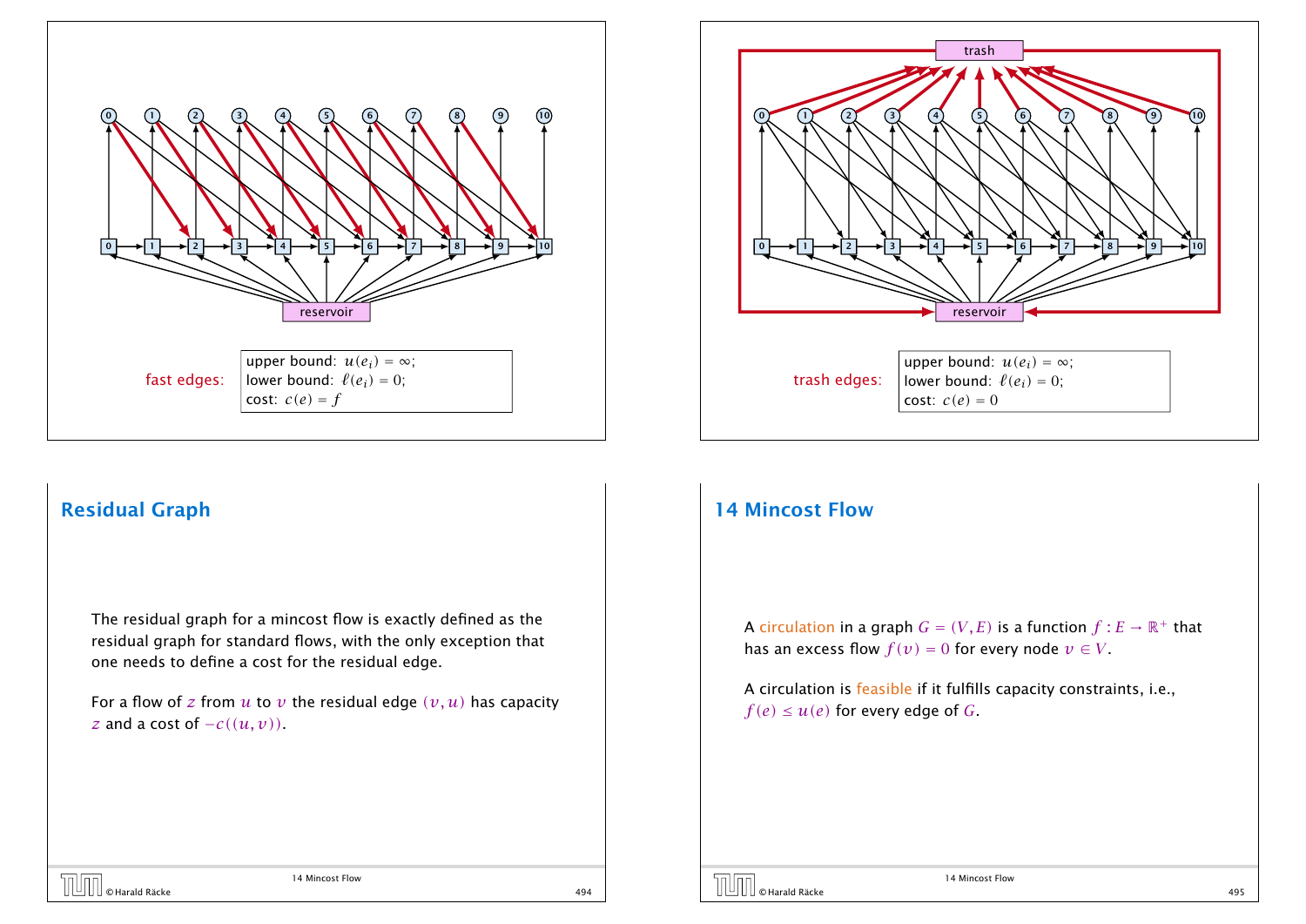fast edges:

upper bound: $u(e_i) = \infty$;
lower bound: $\ell(e_i) = 0$;
cost: $c(e) = f$

trash edges:

upper bound: $u(e_i) = \infty$;
lower bound: $\ell(e_i) = 0$;
cost: $c(e) = 0$

## Residual Graph

The residual graph for a mincost flow is exactly defined as the residual graph for standard flows, with the only exception that one needs to define a cost for the residual edge.

For a flow of $z$ from $u$ to $v$ the residual edge $(v, u)$ has capacity $z$ and a cost of $-c((u, v))$.

## 14 Mincost Flow

A circulation in a graph $G = (V, E)$ is a function $f : E \to \mathbb{R}^+$ that has an excess flow $f(v) = 0$ for every node $v \in V$.

A circulation is feasible if it fulfills capacity constraints, i.e., $f(e) \le u(e)$ for every edge of $G$.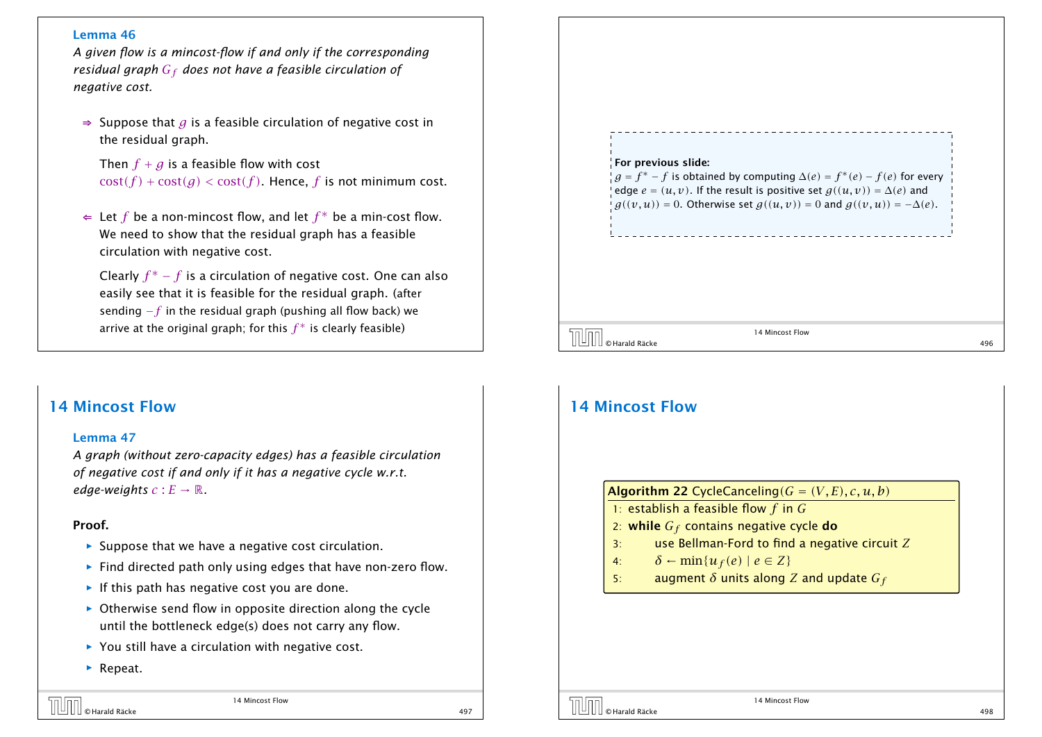**Lemma 46**

*A given flow is a mincost-flow if and only if the corresponding residual graph $G_f$ does not have a feasible circulation of negative cost.*

⇒ Suppose that $g$ is a feasible circulation of negative cost in the residual graph.

Then $f + g$ is a feasible flow with cost $\text{cost}(f) + \text{cost}(g) < \text{cost}(f)$. Hence, $f$ is not minimum cost.

⇐ Let $f$ be a non-mincost flow, and let $f^*$ be a min-cost flow. We need to show that the residual graph has a feasible circulation with negative cost.

Clearly $f^* - f$ is a circulation of negative cost. One can also easily see that it is feasible for the residual graph. (after sending $-f$ in the residual graph (pushing all flow back) we arrive at the original graph; for this $f^*$ is clearly feasible)

**For previous slide:**
$g = f^* - f$ is obtained by computing $\Delta(e) = f^*(e) - f(e)$ for every edge $e = (u, v)$. If the result is positive set $g((u, v)) = \Delta(e)$ and $g((v, u)) = 0$. Otherwise set $g((u, v)) = 0$ and $g((v, u)) = -\Delta(e)$.

## 14 Mincost Flow

**Lemma 47**

*A graph (without zero-capacity edges) has a feasible circulation of negative cost if and only if it has a negative cycle w.r.t. edge-weights $c : E \to \mathbb{R}$.*

**Proof.**

- Suppose that we have a negative cost circulation.
- Find directed path only using edges that have non-zero flow.
- If this path has negative cost you are done.
- Otherwise send flow in opposite direction along the cycle until the bottleneck edge(s) does not carry any flow.
- You still have a circulation with negative cost.
- Repeat.

## 14 Mincost Flow

```
Algorithm 22 CycleCanceling(G = (V, E), c, u, b)
1: establish a feasible flow f in G
2: while G_f contains negative cycle do
3:     use Bellman-Ford to find a negative circuit Z
4:     δ ← min{u_f(e) | e ∈ Z}
5:     augment δ units along Z and update G_f
```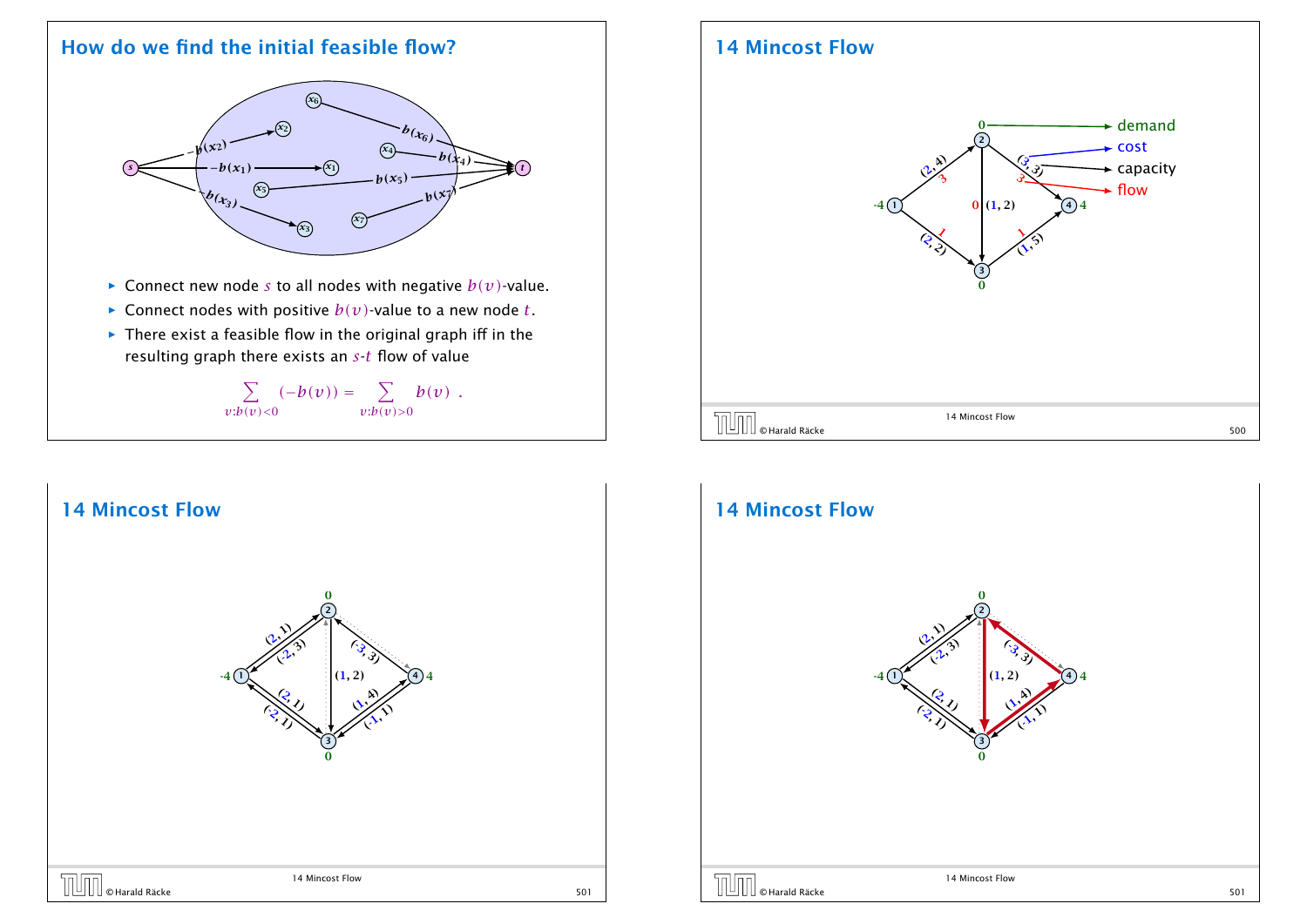## How do we find the initial feasible flow?

- Connect new node $s$ to all nodes with negative $b(v)$-value.
- Connect nodes with positive $b(v)$-value to a new node $t$.
- There exist a feasible flow in the original graph iff in the resulting graph there exists an $s$-$t$ flow of value

$$\sum_{v:b(v)<0} (-b(v)) = \sum_{v:b(v)>0} b(v) \ .$$

## 14 Mincost Flow

demand

cost

capacity

flow

## 14 Mincost Flow

## 14 Mincost Flow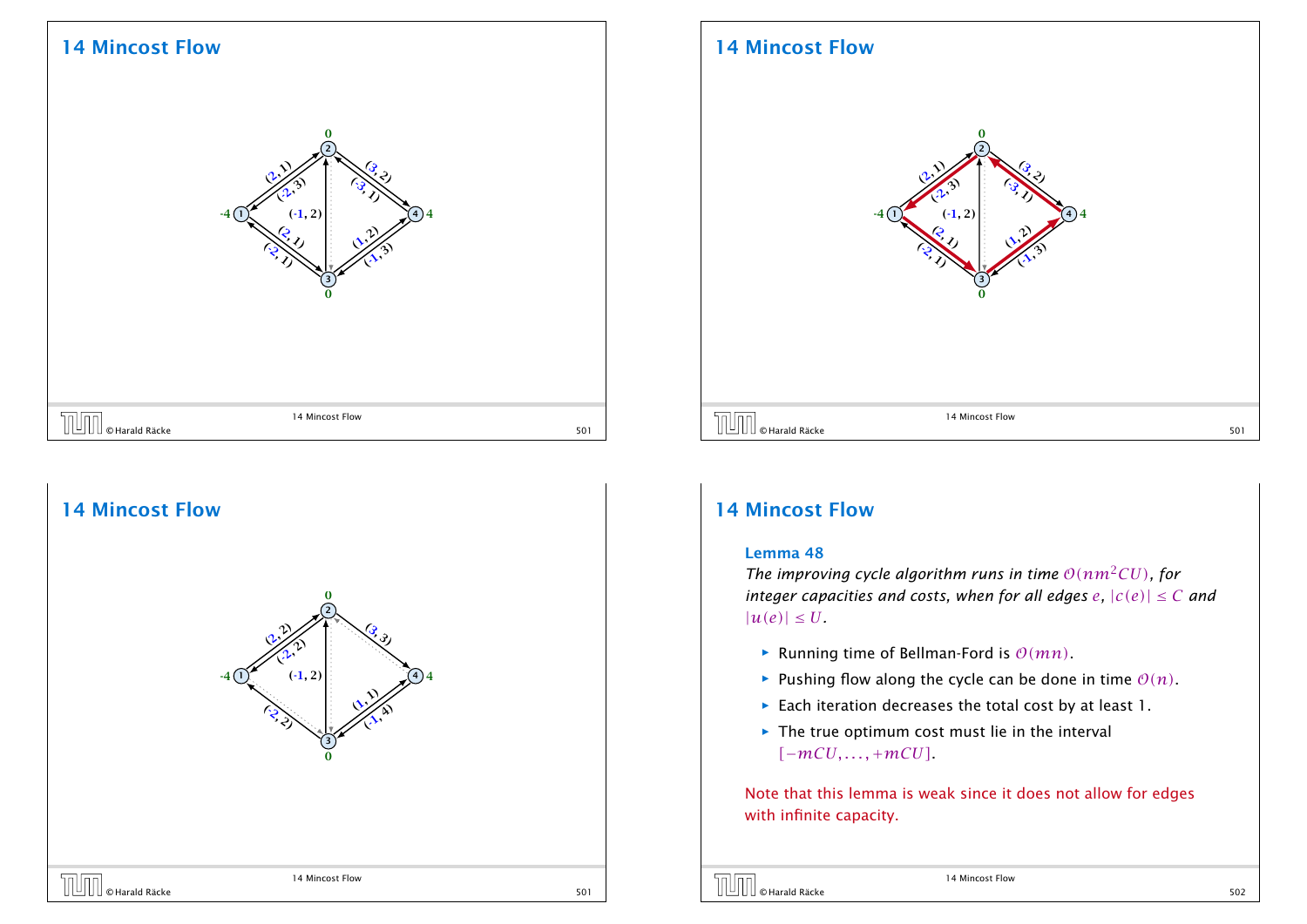## 14 Mincost Flow

## 14 Mincost Flow

## 14 Mincost Flow

## 14 Mincost Flow

**Lemma 48**

*The improving cycle algorithm runs in time $\mathcal{O}(nm^2CU)$, for integer capacities and costs, when for all edges $e$, $|c(e)| \le C$ and $|u(e)| \le U$.*

- Running time of Bellman-Ford is $\mathcal{O}(mn)$.
- Pushing flow along the cycle can be done in time $\mathcal{O}(n)$.
- Each iteration decreases the total cost by at least 1.
- The true optimum cost must lie in the interval $[-mCU, \dots, +mCU]$.

Note that this lemma is weak since it does not allow for edges with infinite capacity.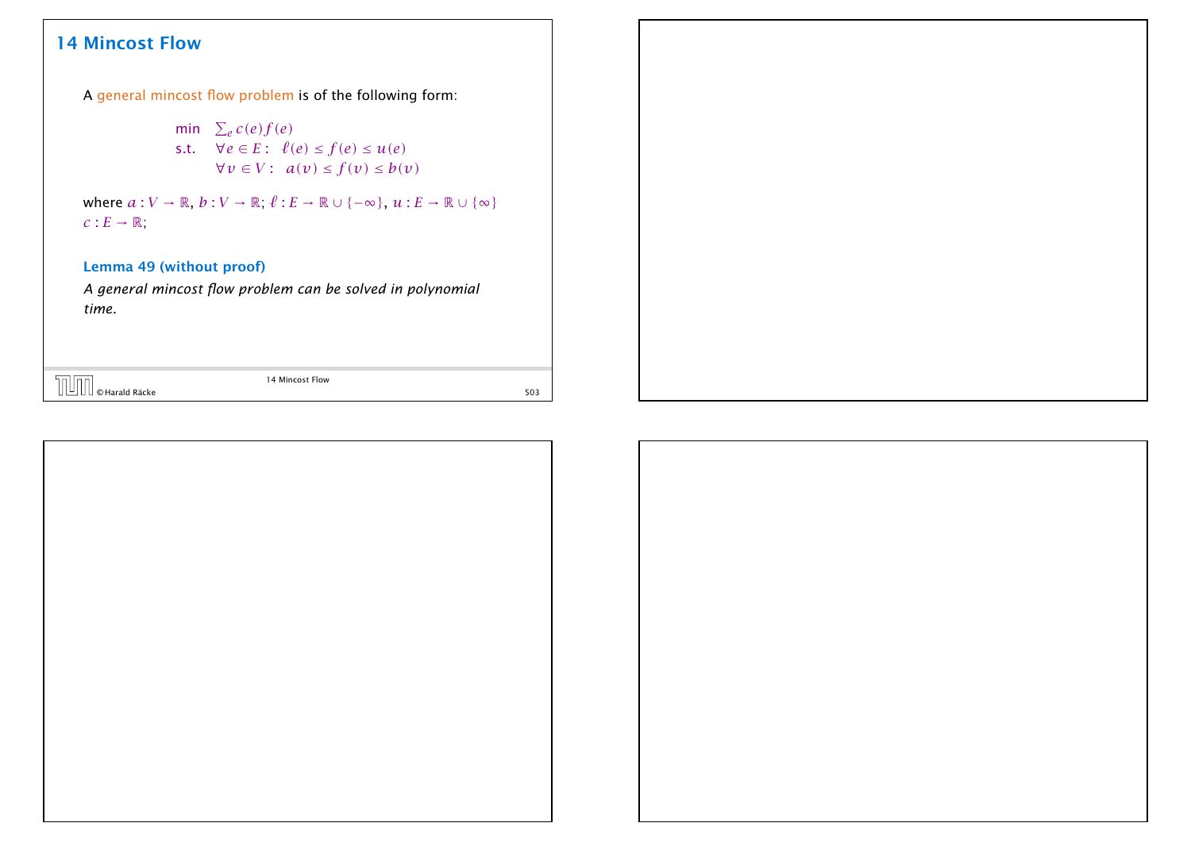# 14 Mincost Flow

A general mincost flow problem is of the following form:

$$
\begin{aligned}
\text{min} \quad & \textstyle\sum_e c(e) f(e) \\
\text{s.t.} \quad & \forall e \in E: \;\; \ell(e) \leq f(e) \leq u(e) \\
& \forall v \in V: \;\; a(v) \leq f(v) \leq b(v)
\end{aligned}
$$

where $a : V \to \mathbb{R}$, $b : V \to \mathbb{R}$; $\ell : E \to \mathbb{R} \cup \{-\infty\}$, $u : E \to \mathbb{R} \cup \{\infty\}$ $c : E \to \mathbb{R}$;

**Lemma 49 (without proof)**

*A general mincost flow problem can be solved in polynomial time.*